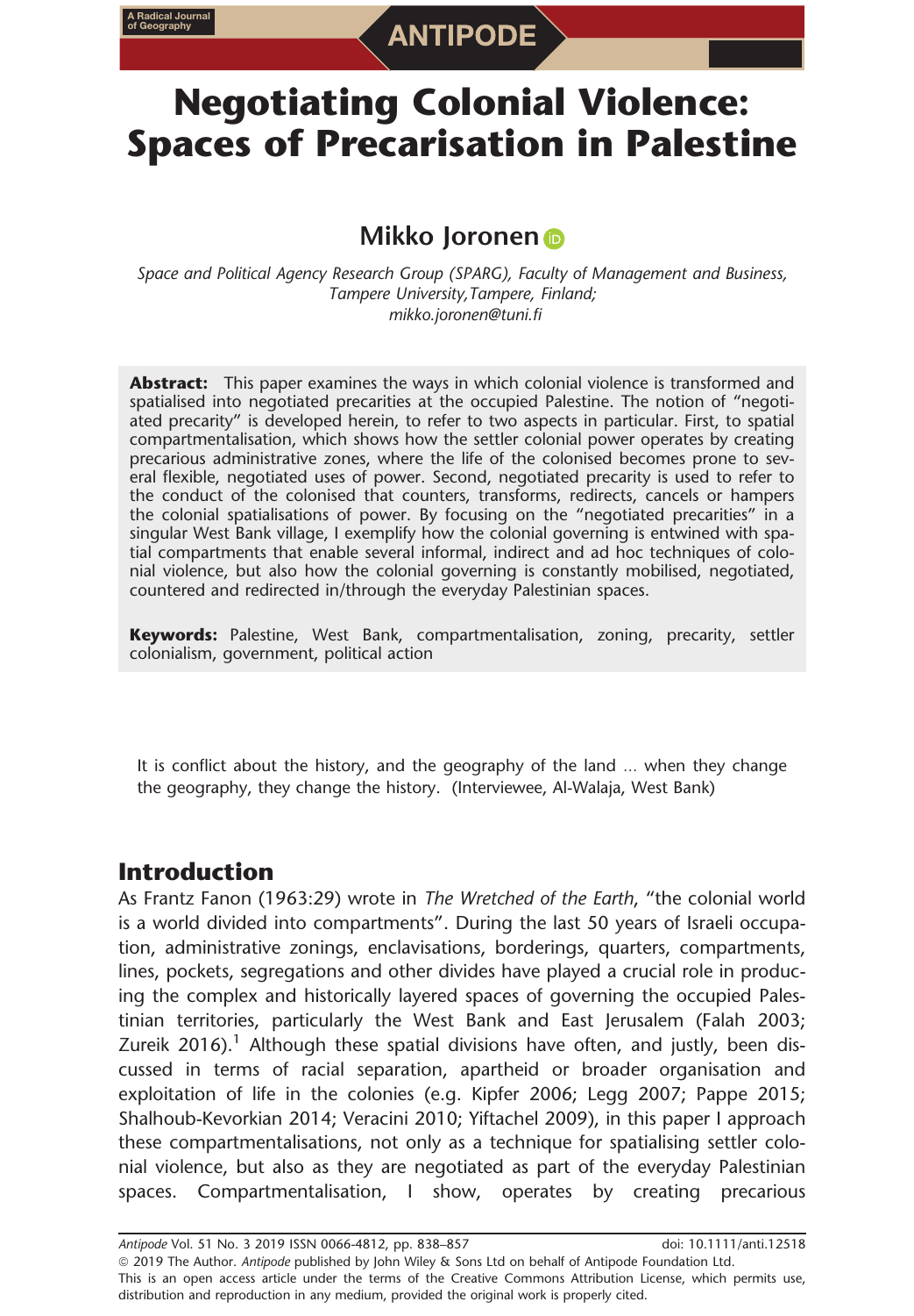# Negotiating Colonial Violence: Spaces of Precarisation in Palestine

## Mikko Joronen

*Space and Political Agency Research Group (SPARG), Faculty of Management and Business, Tampere University, Tampere, Finland; mikko.joronen@tuni.fi*

**Abstract:** This paper examines the ways in which colonial violence is transformed and spatialised into negotiated precarities at the occupied Palestine. The notion of "negotiated precarity" is developed herein, to refer to two aspects in particular. First, to spatial compartmentalisation, which shows how the settler colonial power operates by creating precarious administrative zones, where the life of the colonised becomes prone to several flexible, negotiated uses of power. Second, negotiated precarity is used to refer to the conduct of the colonised that counters, transforms, redirects, cancels or hampers the colonial spatialisations of power. By focusing on the "negotiated precarities" in a singular West Bank village, I exemplify how the colonial governing is entwined with spatial compartments that enable several informal, indirect and ad hoc techniques of colonial violence, but also how the colonial governing is constantly mobilised, negotiated, countered and redirected in/through the everyday Palestinian spaces.

**Keywords:** Palestine, West Bank, compartmentalisation, zoning, precarity, settler colonialism, government, political action

> It is conflict about the history, and the geography of the land ... when they change the geography, they change the history. (Interviewee, Al-Walaja, West Bank)

## Introduction

As Frantz Fanon (1963:29) wrote in *The Wretched of the Earth*, "the colonial world is a world divided into compartments". During the last 50 years of Israeli occupation, administrative zonings, enclavisations, borderings, quarters, compartments, lines, pockets, segregations and other divides have played a crucial role in producing the complex and historically layered spaces of governing the occupied Palestinian territories, particularly the West Bank and East Jerusalem (Falah 2003; Zureik 2016).[1] Although these spatial divisions have often, and justly, been discussed in terms of racial separation, apartheid or broader organisation and exploitation of life in the colonies (e.g. Kipfer 2006; Legg 2007; Pappe 2015; Shalhoub-Kevorkian 2014; Veracini 2010; Yiftachel 2009), in this paper I approach these compartmentalisations, not only as a technique for spatialising settler colonial violence, but also as they are negotiated as part of the everyday Palestinian spaces. Compartmentalisation, I show, operates by creating precarious

© 2019 The Author. *Antipode* published by John Wiley & Sons Ltd on behalf of Antipode Foundation Ltd.
This is an open access article under the terms of the Creative Commons Attribution License, which permits use, distribution and reproduction in any medium, provided the original work is properly cited.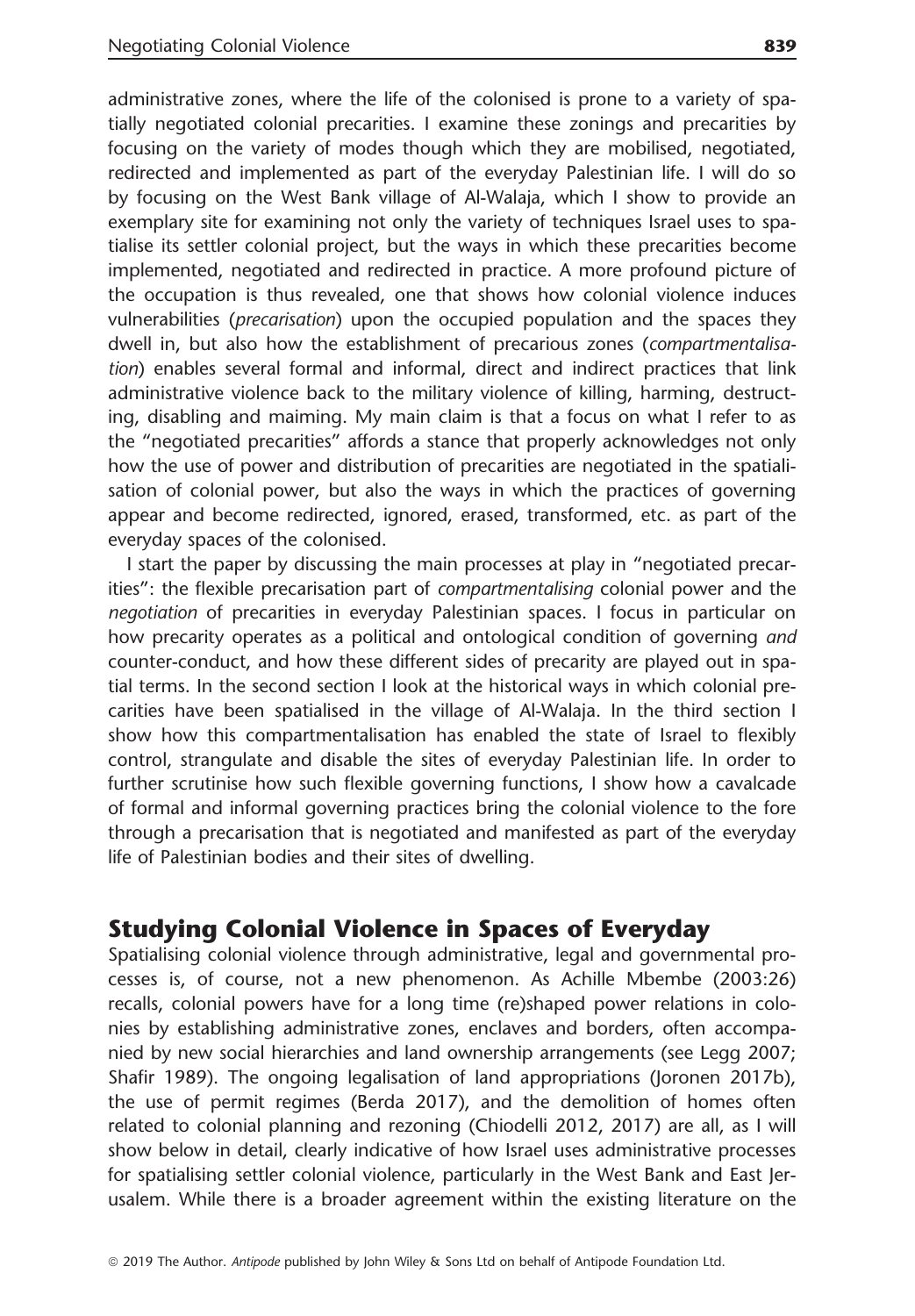administrative zones, where the life of the colonised is prone to a variety of spatially negotiated colonial precarities. I examine these zonings and precarities by focusing on the variety of modes though which they are mobilised, negotiated, redirected and implemented as part of the everyday Palestinian life. I will do so by focusing on the West Bank village of Al-Walaja, which I show to provide an exemplary site for examining not only the variety of techniques Israel uses to spatialise its settler colonial project, but the ways in which these precarities become implemented, negotiated and redirected in practice. A more profound picture of the occupation is thus revealed, one that shows how colonial violence induces vulnerabilities (*precarisation*) upon the occupied population and the spaces they dwell in, but also how the establishment of precarious zones (*compartmentalisation*) enables several formal and informal, direct and indirect practices that link administrative violence back to the military violence of killing, harming, destructing, disabling and maiming. My main claim is that a focus on what I refer to as the "negotiated precarities" affords a stance that properly acknowledges not only how the use of power and distribution of precarities are negotiated in the spatialisation of colonial power, but also the ways in which the practices of governing appear and become redirected, ignored, erased, transformed, etc. as part of the everyday spaces of the colonised.

I start the paper by discussing the main processes at play in "negotiated precarities": the flexible precarisation part of *compartmentalising* colonial power and the *negotiation* of precarities in everyday Palestinian spaces. I focus in particular on how precarity operates as a political and ontological condition of governing *and* counter-conduct, and how these different sides of precarity are played out in spatial terms. In the second section I look at the historical ways in which colonial precarities have been spatialised in the village of Al-Walaja. In the third section I show how this compartmentalisation has enabled the state of Israel to flexibly control, strangulate and disable the sites of everyday Palestinian life. In order to further scrutinise how such flexible governing functions, I show how a cavalcade of formal and informal governing practices bring the colonial violence to the fore through a precarisation that is negotiated and manifested as part of the everyday life of Palestinian bodies and their sites of dwelling.

## Studying Colonial Violence in Spaces of Everyday

Spatialising colonial violence through administrative, legal and governmental processes is, of course, not a new phenomenon. As Achille Mbembe (2003:26) recalls, colonial powers have for a long time (re)shaped power relations in colonies by establishing administrative zones, enclaves and borders, often accompanied by new social hierarchies and land ownership arrangements (see Legg 2007; Shafir 1989). The ongoing legalisation of land appropriations (Joronen 2017b), the use of permit regimes (Berda 2017), and the demolition of homes often related to colonial planning and rezoning (Chiodelli 2012, 2017) are all, as I will show below in detail, clearly indicative of how Israel uses administrative processes for spatialising settler colonial violence, particularly in the West Bank and East Jerusalem. While there is a broader agreement within the existing literature on the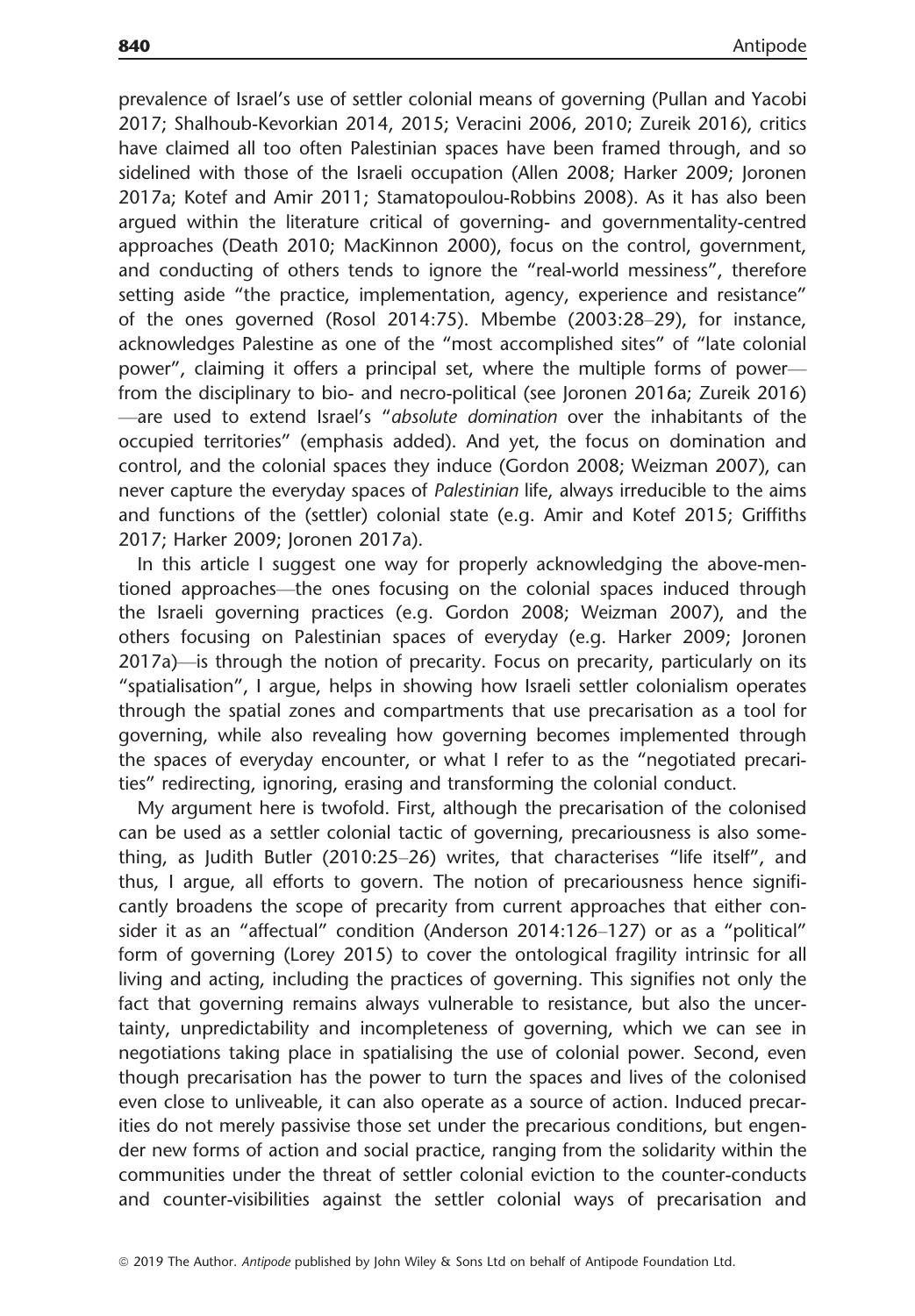prevalence of Israel's use of settler colonial means of governing (Pullan and Yacobi 2017; Shalhoub-Kevorkian 2014, 2015; Veracini 2006, 2010; Zureik 2016), critics have claimed all too often Palestinian spaces have been framed through, and so sidelined with those of the Israeli occupation (Allen 2008; Harker 2009; Joronen 2017a; Kotef and Amir 2011; Stamatopoulou-Robbins 2008). As it has also been argued within the literature critical of governing- and governmentality-centred approaches (Death 2010; MacKinnon 2000), focus on the control, government, and conducting of others tends to ignore the "real-world messiness", therefore setting aside "the practice, implementation, agency, experience and resistance" of the ones governed (Rosol 2014:75). Mbembe (2003:28–29), for instance, acknowledges Palestine as one of the "most accomplished sites" of "late colonial power", claiming it offers a principal set, where the multiple forms of power—from the disciplinary to bio- and necro-political (see Joronen 2016a; Zureik 2016)—are used to extend Israel's "*absolute domination* over the inhabitants of the occupied territories" (emphasis added). And yet, the focus on domination and control, and the colonial spaces they induce (Gordon 2008; Weizman 2007), can never capture the everyday spaces of *Palestinian* life, always irreducible to the aims and functions of the (settler) colonial state (e.g. Amir and Kotef 2015; Griffiths 2017; Harker 2009; Joronen 2017a).

In this article I suggest one way for properly acknowledging the above-mentioned approaches—the ones focusing on the colonial spaces induced through the Israeli governing practices (e.g. Gordon 2008; Weizman 2007), and the others focusing on Palestinian spaces of everyday (e.g. Harker 2009; Joronen 2017a)—is through the notion of precarity. Focus on precarity, particularly on its "spatialisation", I argue, helps in showing how Israeli settler colonialism operates through the spatial zones and compartments that use precarisation as a tool for governing, while also revealing how governing becomes implemented through the spaces of everyday encounter, or what I refer to as the "negotiated precarities" redirecting, ignoring, erasing and transforming the colonial conduct.

My argument here is twofold. First, although the precarisation of the colonised can be used as a settler colonial tactic of governing, precariousness is also something, as Judith Butler (2010:25–26) writes, that characterises "life itself", and thus, I argue, all efforts to govern. The notion of precariousness hence significantly broadens the scope of precarity from current approaches that either consider it as an "affectual" condition (Anderson 2014:126–127) or as a "political" form of governing (Lorey 2015) to cover the ontological fragility intrinsic for all living and acting, including the practices of governing. This signifies not only the fact that governing remains always vulnerable to resistance, but also the uncertainty, unpredictability and incompleteness of governing, which we can see in negotiations taking place in spatialising the use of colonial power. Second, even though precarisation has the power to turn the spaces and lives of the colonised even close to unliveable, it can also operate as a source of action. Induced precarities do not merely passivise those set under the precarious conditions, but engender new forms of action and social practice, ranging from the solidarity within the communities under the threat of settler colonial eviction to the counter-conducts and counter-visibilities against the settler colonial ways of precarisation and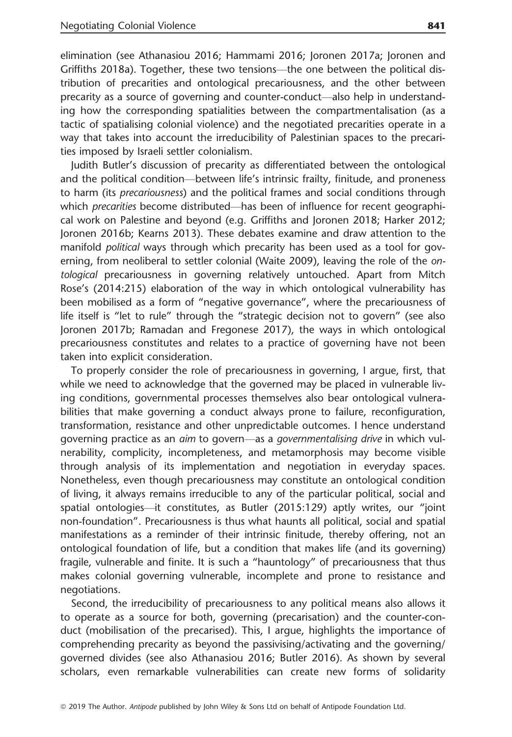elimination (see Athanasiou 2016; Hammami 2016; Joronen 2017a; Joronen and Griffiths 2018a). Together, these two tensions—the one between the political distribution of precarities and ontological precariousness, and the other between precarity as a source of governing and counter-conduct—also help in understanding how the corresponding spatialities between the compartmentalisation (as a tactic of spatialising colonial violence) and the negotiated precarities operate in a way that takes into account the irreducibility of Palestinian spaces to the precarities imposed by Israeli settler colonialism.

Judith Butler's discussion of precarity as differentiated between the ontological and the political condition—between life's intrinsic frailty, finitude, and proneness to harm (its *precariousness*) and the political frames and social conditions through which *precarities* become distributed—has been of influence for recent geographical work on Palestine and beyond (e.g. Griffiths and Joronen 2018; Harker 2012; Joronen 2016b; Kearns 2013). These debates examine and draw attention to the manifold *political* ways through which precarity has been used as a tool for governing, from neoliberal to settler colonial (Waite 2009), leaving the role of the *ontological* precariousness in governing relatively untouched. Apart from Mitch Rose's (2014:215) elaboration of the way in which ontological vulnerability has been mobilised as a form of "negative governance", where the precariousness of life itself is "let to rule" through the "strategic decision not to govern" (see also Joronen 2017b; Ramadan and Fregonese 2017), the ways in which ontological precariousness constitutes and relates to a practice of governing have not been taken into explicit consideration.

To properly consider the role of precariousness in governing, I argue, first, that while we need to acknowledge that the governed may be placed in vulnerable living conditions, governmental processes themselves also bear ontological vulnerabilities that make governing a conduct always prone to failure, reconfiguration, transformation, resistance and other unpredictable outcomes. I hence understand governing practice as an *aim* to govern—as a *governmentalising drive* in which vulnerability, complicity, incompleteness, and metamorphosis may become visible through analysis of its implementation and negotiation in everyday spaces. Nonetheless, even though precariousness may constitute an ontological condition of living, it always remains irreducible to any of the particular political, social and spatial ontologies—it constitutes, as Butler (2015:129) aptly writes, our "joint non-foundation". Precariousness is thus what haunts all political, social and spatial manifestations as a reminder of their intrinsic finitude, thereby offering, not an ontological foundation of life, but a condition that makes life (and its governing) fragile, vulnerable and finite. It is such a "hauntology" of precariousness that thus makes colonial governing vulnerable, incomplete and prone to resistance and negotiations.

Second, the irreducibility of precariousness to any political means also allows it to operate as a source for both, governing (precarisation) and the counter-conduct (mobilisation of the precarised). This, I argue, highlights the importance of comprehending precarity as beyond the passivising/activating and the governing/governed divides (see also Athanasiou 2016; Butler 2016). As shown by several scholars, even remarkable vulnerabilities can create new forms of solidarity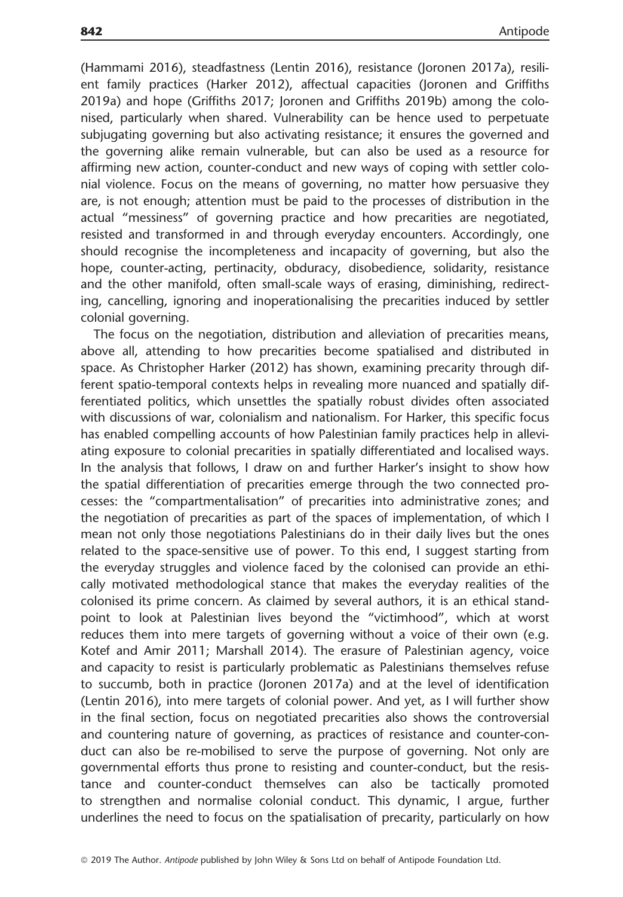(Hammami 2016), steadfastness (Lentin 2016), resistance (Joronen 2017a), resilient family practices (Harker 2012), affectual capacities (Joronen and Griffiths 2019a) and hope (Griffiths 2017; Joronen and Griffiths 2019b) among the colonised, particularly when shared. Vulnerability can be hence used to perpetuate subjugating governing but also activating resistance; it ensures the governed and the governing alike remain vulnerable, but can also be used as a resource for affirming new action, counter-conduct and new ways of coping with settler colonial violence. Focus on the means of governing, no matter how persuasive they are, is not enough; attention must be paid to the processes of distribution in the actual "messiness" of governing practice and how precarities are negotiated, resisted and transformed in and through everyday encounters. Accordingly, one should recognise the incompleteness and incapacity of governing, but also the hope, counter-acting, pertinacity, obduracy, disobedience, solidarity, resistance and the other manifold, often small-scale ways of erasing, diminishing, redirecting, cancelling, ignoring and inoperationalising the precarities induced by settler colonial governing.

The focus on the negotiation, distribution and alleviation of precarities means, above all, attending to how precarities become spatialised and distributed in space. As Christopher Harker (2012) has shown, examining precarity through different spatio-temporal contexts helps in revealing more nuanced and spatially differentiated politics, which unsettles the spatially robust divides often associated with discussions of war, colonialism and nationalism. For Harker, this specific focus has enabled compelling accounts of how Palestinian family practices help in alleviating exposure to colonial precarities in spatially differentiated and localised ways. In the analysis that follows, I draw on and further Harker's insight to show how the spatial differentiation of precarities emerge through the two connected processes: the "compartmentalisation" of precarities into administrative zones; and the negotiation of precarities as part of the spaces of implementation, of which I mean not only those negotiations Palestinians do in their daily lives but the ones related to the space-sensitive use of power. To this end, I suggest starting from the everyday struggles and violence faced by the colonised can provide an ethically motivated methodological stance that makes the everyday realities of the colonised its prime concern. As claimed by several authors, it is an ethical standpoint to look at Palestinian lives beyond the "victimhood", which at worst reduces them into mere targets of governing without a voice of their own (e.g. Kotef and Amir 2011; Marshall 2014). The erasure of Palestinian agency, voice and capacity to resist is particularly problematic as Palestinians themselves refuse to succumb, both in practice (Joronen 2017a) and at the level of identification (Lentin 2016), into mere targets of colonial power. And yet, as I will further show in the final section, focus on negotiated precarities also shows the controversial and countering nature of governing, as practices of resistance and counter-conduct can also be re-mobilised to serve the purpose of governing. Not only are governmental efforts thus prone to resisting and counter-conduct, but the resistance and counter-conduct themselves can also be tactically promoted to strengthen and normalise colonial conduct. This dynamic, I argue, further underlines the need to focus on the spatialisation of precarity, particularly on how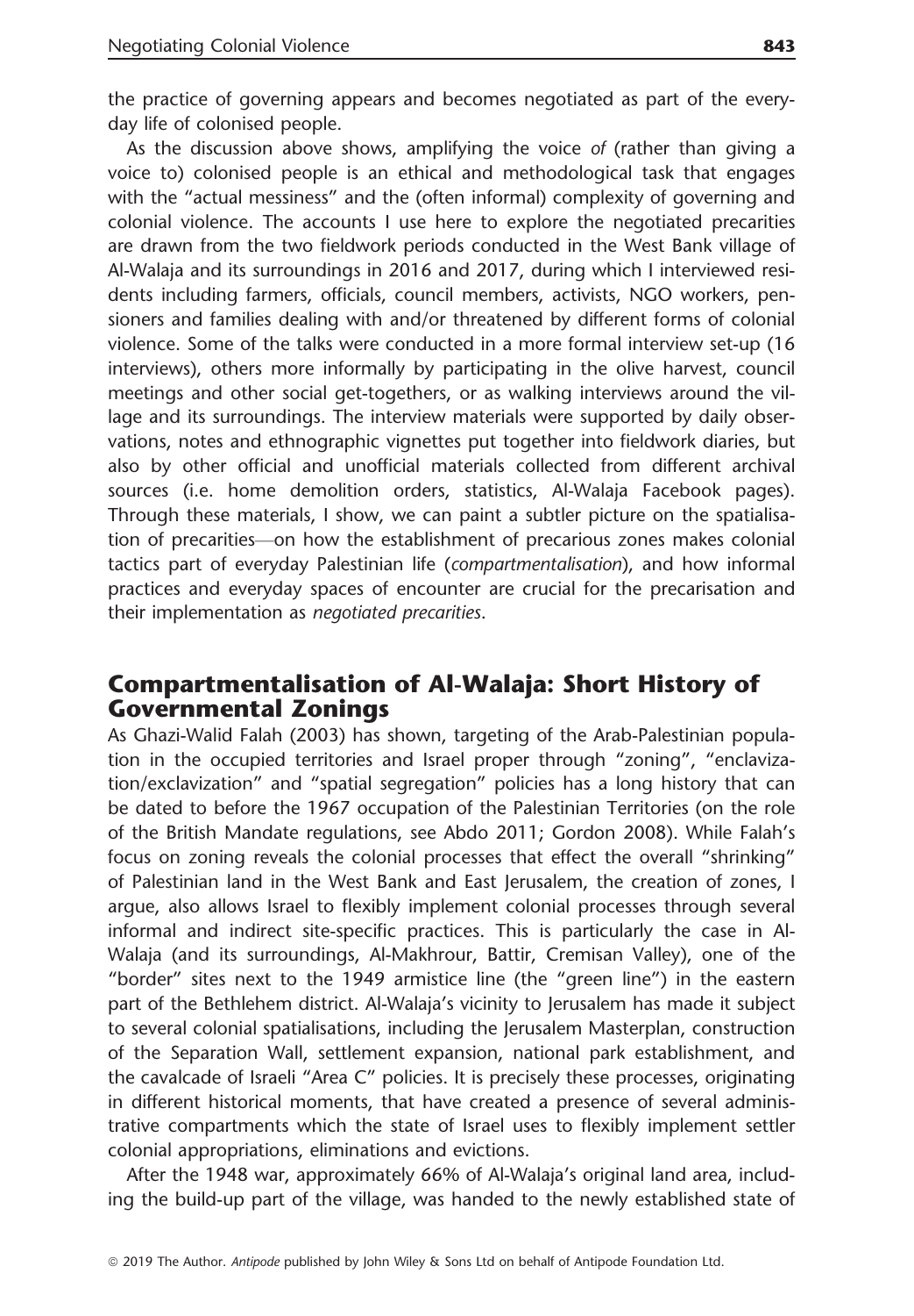the practice of governing appears and becomes negotiated as part of the everyday life of colonised people.

As the discussion above shows, amplifying the voice *of* (rather than giving a voice to) colonised people is an ethical and methodological task that engages with the "actual messiness" and the (often informal) complexity of governing and colonial violence. The accounts I use here to explore the negotiated precarities are drawn from the two fieldwork periods conducted in the West Bank village of Al-Walaja and its surroundings in 2016 and 2017, during which I interviewed residents including farmers, officials, council members, activists, NGO workers, pensioners and families dealing with and/or threatened by different forms of colonial violence. Some of the talks were conducted in a more formal interview set-up (16 interviews), others more informally by participating in the olive harvest, council meetings and other social get-togethers, or as walking interviews around the village and its surroundings. The interview materials were supported by daily observations, notes and ethnographic vignettes put together into fieldwork diaries, but also by other official and unofficial materials collected from different archival sources (i.e. home demolition orders, statistics, Al-Walaja Facebook pages). Through these materials, I show, we can paint a subtler picture on the spatialisation of precarities—on how the establishment of precarious zones makes colonial tactics part of everyday Palestinian life (*compartmentalisation*), and how informal practices and everyday spaces of encounter are crucial for the precarisation and their implementation as *negotiated precarities*.

## Compartmentalisation of Al-Walaja: Short History of Governmental Zonings

As Ghazi-Walid Falah (2003) has shown, targeting of the Arab-Palestinian population in the occupied territories and Israel proper through "zoning", "enclavization/exclavization" and "spatial segregation" policies has a long history that can be dated to before the 1967 occupation of the Palestinian Territories (on the role of the British Mandate regulations, see Abdo 2011; Gordon 2008). While Falah's focus on zoning reveals the colonial processes that effect the overall "shrinking" of Palestinian land in the West Bank and East Jerusalem, the creation of zones, I argue, also allows Israel to flexibly implement colonial processes through several informal and indirect site-specific practices. This is particularly the case in Al-Walaja (and its surroundings, Al-Makhrour, Battir, Cremisan Valley), one of the "border" sites next to the 1949 armistice line (the "green line") in the eastern part of the Bethlehem district. Al-Walaja's vicinity to Jerusalem has made it subject to several colonial spatialisations, including the Jerusalem Masterplan, construction of the Separation Wall, settlement expansion, national park establishment, and the cavalcade of Israeli "Area C" policies. It is precisely these processes, originating in different historical moments, that have created a presence of several administrative compartments which the state of Israel uses to flexibly implement settler colonial appropriations, eliminations and evictions.

After the 1948 war, approximately 66% of Al-Walaja's original land area, including the build-up part of the village, was handed to the newly established state of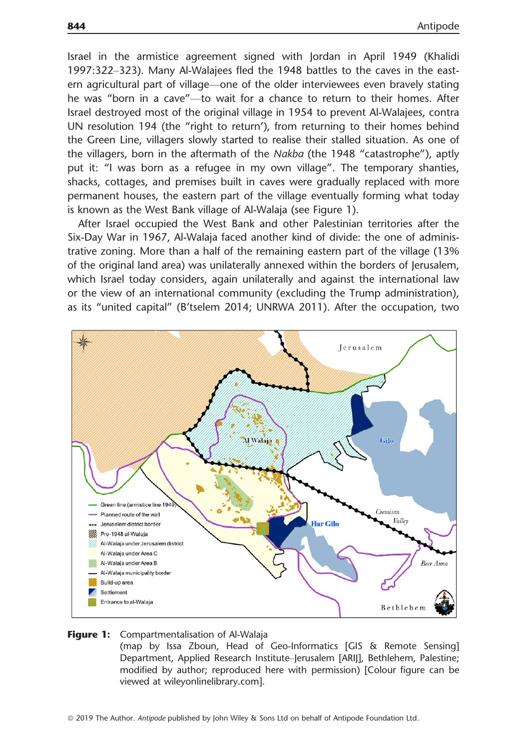Israel in the armistice agreement signed with Jordan in April 1949 (Khalidi 1997:322–323). Many Al-Walajees fled the 1948 battles to the caves in the eastern agricultural part of village—one of the older interviewees even bravely stating he was "born in a cave"—to wait for a chance to return to their homes. After Israel destroyed most of the original village in 1954 to prevent Al-Walajees, contra UN resolution 194 (the "right to return'), from returning to their homes behind the Green Line, villagers slowly started to realise their stalled situation. As one of the villagers, born in the aftermath of the *Nakba* (the 1948 "catastrophe"), aptly put it: "I was born as a refugee in my own village". The temporary shanties, shacks, cottages, and premises built in caves were gradually replaced with more permanent houses, the eastern part of the village eventually forming what today is known as the West Bank village of Al-Walaja (see Figure 1).

After Israel occupied the West Bank and other Palestinian territories after the Six-Day War in 1967, Al-Walaja faced another kind of divide: the one of administrative zoning. More than a half of the remaining eastern part of the village (13% of the original land area) was unilaterally annexed within the borders of Jerusalem, which Israel today considers, again unilaterally and against the international law or the view of an international community (excluding the Trump administration), as its "united capital" (B'tselem 2014; UNRWA 2011). After the occupation, two

**Figure 1:** Compartmentalisation of Al-Walaja
(map by Issa Zboun, Head of Geo-Informatics [GIS & Remote Sensing] Department, Applied Research Institute–Jerusalem [ARIJ], Bethlehem, Palestine; modified by author; reproduced here with permission) [Colour figure can be viewed at wileyonlinelibrary.com].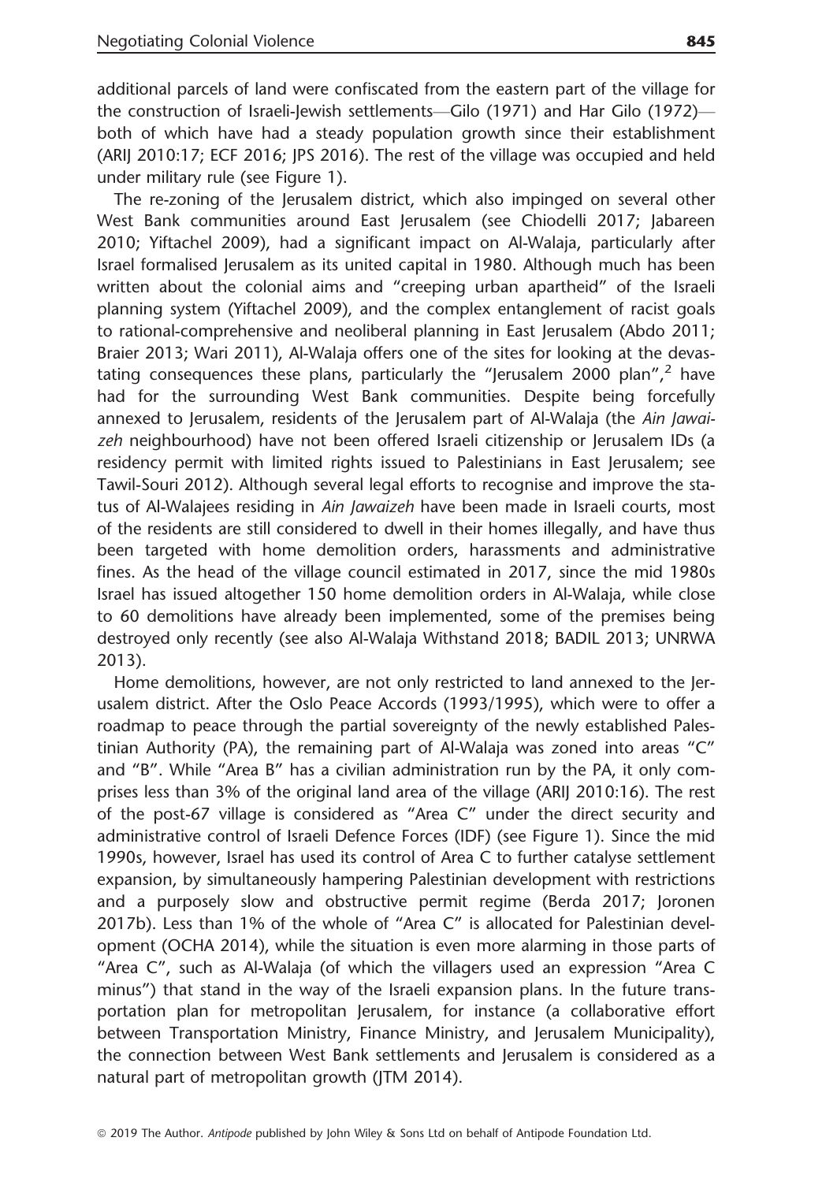additional parcels of land were confiscated from the eastern part of the village for the construction of Israeli-Jewish settlements—Gilo (1971) and Har Gilo (1972)—both of which have had a steady population growth since their establishment (ARIJ 2010:17; ECF 2016; JPS 2016). The rest of the village was occupied and held under military rule (see Figure 1).

The re-zoning of the Jerusalem district, which also impinged on several other West Bank communities around East Jerusalem (see Chiodelli 2017; Jabareen 2010; Yiftachel 2009), had a significant impact on Al-Walaja, particularly after Israel formalised Jerusalem as its united capital in 1980. Although much has been written about the colonial aims and "creeping urban apartheid" of the Israeli planning system (Yiftachel 2009), and the complex entanglement of racist goals to rational-comprehensive and neoliberal planning in East Jerusalem (Abdo 2011; Braier 2013; Wari 2011), Al-Walaja offers one of the sites for looking at the devastating consequences these plans, particularly the "Jerusalem 2000 plan",[2] have had for the surrounding West Bank communities. Despite being forcefully annexed to Jerusalem, residents of the Jerusalem part of Al-Walaja (the *Ain Jawaizeh* neighbourhood) have not been offered Israeli citizenship or Jerusalem IDs (a residency permit with limited rights issued to Palestinians in East Jerusalem; see Tawil-Souri 2012). Although several legal efforts to recognise and improve the status of Al-Walajees residing in *Ain Jawaizeh* have been made in Israeli courts, most of the residents are still considered to dwell in their homes illegally, and have thus been targeted with home demolition orders, harassments and administrative fines. As the head of the village council estimated in 2017, since the mid 1980s Israel has issued altogether 150 home demolition orders in Al-Walaja, while close to 60 demolitions have already been implemented, some of the premises being destroyed only recently (see also Al-Walaja Withstand 2018; BADIL 2013; UNRWA 2013).

Home demolitions, however, are not only restricted to land annexed to the Jerusalem district. After the Oslo Peace Accords (1993/1995), which were to offer a roadmap to peace through the partial sovereignty of the newly established Palestinian Authority (PA), the remaining part of Al-Walaja was zoned into areas "C" and "B". While "Area B" has a civilian administration run by the PA, it only comprises less than 3% of the original land area of the village (ARIJ 2010:16). The rest of the post-67 village is considered as "Area C" under the direct security and administrative control of Israeli Defence Forces (IDF) (see Figure 1). Since the mid 1990s, however, Israel has used its control of Area C to further catalyse settlement expansion, by simultaneously hampering Palestinian development with restrictions and a purposely slow and obstructive permit regime (Berda 2017; Joronen 2017b). Less than 1% of the whole of "Area C" is allocated for Palestinian development (OCHA 2014), while the situation is even more alarming in those parts of "Area C", such as Al-Walaja (of which the villagers used an expression "Area C minus") that stand in the way of the Israeli expansion plans. In the future transportation plan for metropolitan Jerusalem, for instance (a collaborative effort between Transportation Ministry, Finance Ministry, and Jerusalem Municipality), the connection between West Bank settlements and Jerusalem is considered as a natural part of metropolitan growth (JTM 2014).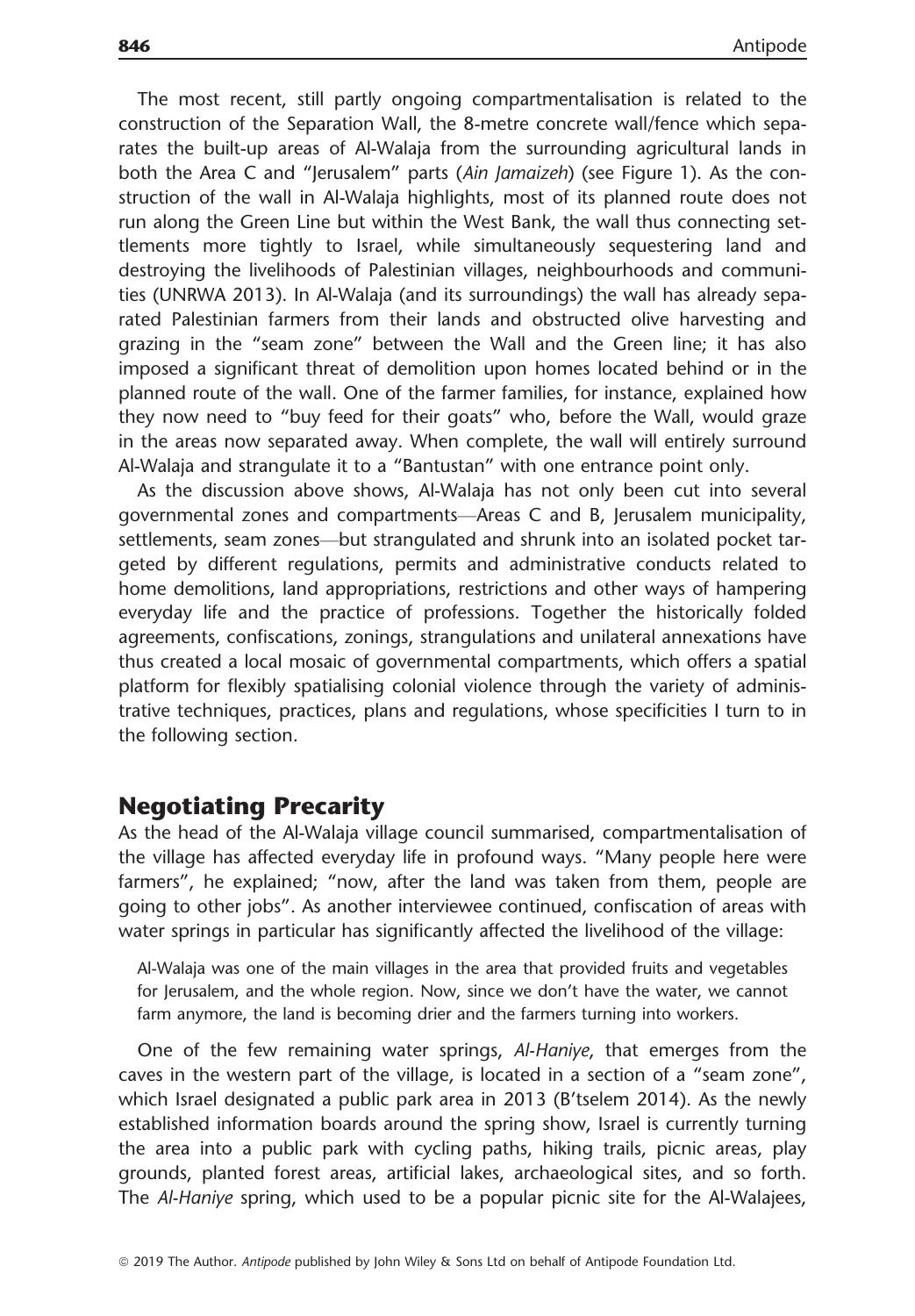The most recent, still partly ongoing compartmentalisation is related to the construction of the Separation Wall, the 8-metre concrete wall/fence which separates the built-up areas of Al-Walaja from the surrounding agricultural lands in both the Area C and "Jerusalem" parts (*Ain Jamaizeh*) (see Figure 1). As the construction of the wall in Al-Walaja highlights, most of its planned route does not run along the Green Line but within the West Bank, the wall thus connecting settlements more tightly to Israel, while simultaneously sequestering land and destroying the livelihoods of Palestinian villages, neighbourhoods and communities (UNRWA 2013). In Al-Walaja (and its surroundings) the wall has already separated Palestinian farmers from their lands and obstructed olive harvesting and grazing in the "seam zone" between the Wall and the Green line; it has also imposed a significant threat of demolition upon homes located behind or in the planned route of the wall. One of the farmer families, for instance, explained how they now need to "buy feed for their goats" who, before the Wall, would graze in the areas now separated away. When complete, the wall will entirely surround Al-Walaja and strangulate it to a "Bantustan" with one entrance point only.

As the discussion above shows, Al-Walaja has not only been cut into several governmental zones and compartments—Areas C and B, Jerusalem municipality, settlements, seam zones—but strangulated and shrunk into an isolated pocket targeted by different regulations, permits and administrative conducts related to home demolitions, land appropriations, restrictions and other ways of hampering everyday life and the practice of professions. Together the historically folded agreements, confiscations, zonings, strangulations and unilateral annexations have thus created a local mosaic of governmental compartments, which offers a spatial platform for flexibly spatialising colonial violence through the variety of administrative techniques, practices, plans and regulations, whose specificities I turn to in the following section.

## Negotiating Precarity

As the head of the Al-Walaja village council summarised, compartmentalisation of the village has affected everyday life in profound ways. "Many people here were farmers", he explained; "now, after the land was taken from them, people are going to other jobs". As another interviewee continued, confiscation of areas with water springs in particular has significantly affected the livelihood of the village:

> Al-Walaja was one of the main villages in the area that provided fruits and vegetables for Jerusalem, and the whole region. Now, since we don't have the water, we cannot farm anymore, the land is becoming drier and the farmers turning into workers.

One of the few remaining water springs, *Al-Haniye*, that emerges from the caves in the western part of the village, is located in a section of a "seam zone", which Israel designated a public park area in 2013 (B'tselem 2014). As the newly established information boards around the spring show, Israel is currently turning the area into a public park with cycling paths, hiking trails, picnic areas, play grounds, planted forest areas, artificial lakes, archaeological sites, and so forth. The *Al-Haniye* spring, which used to be a popular picnic site for the Al-Walajees,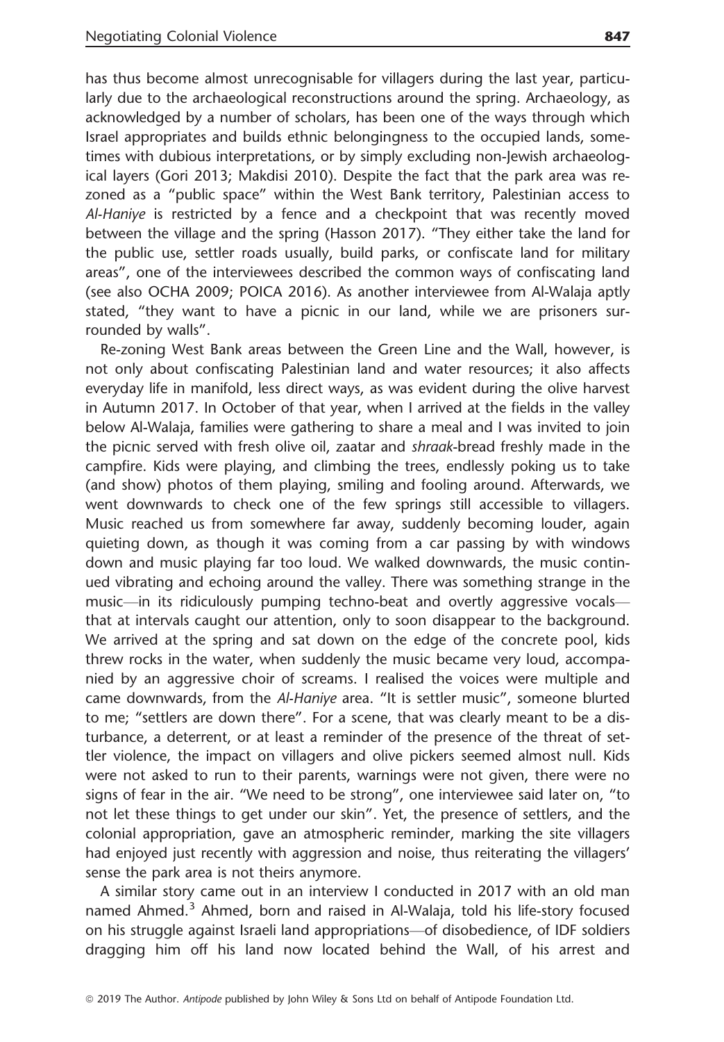has thus become almost unrecognisable for villagers during the last year, particularly due to the archaeological reconstructions around the spring. Archaeology, as acknowledged by a number of scholars, has been one of the ways through which Israel appropriates and builds ethnic belongingness to the occupied lands, sometimes with dubious interpretations, or by simply excluding non-Jewish archaeological layers (Gori 2013; Makdisi 2010). Despite the fact that the park area was re-zoned as a "public space" within the West Bank territory, Palestinian access to *Al-Haniye* is restricted by a fence and a checkpoint that was recently moved between the village and the spring (Hasson 2017). "They either take the land for the public use, settler roads usually, build parks, or confiscate land for military areas", one of the interviewees described the common ways of confiscating land (see also OCHA 2009; POICA 2016). As another interviewee from Al-Walaja aptly stated, "they want to have a picnic in our land, while we are prisoners surrounded by walls".

Re-zoning West Bank areas between the Green Line and the Wall, however, is not only about confiscating Palestinian land and water resources; it also affects everyday life in manifold, less direct ways, as was evident during the olive harvest in Autumn 2017. In October of that year, when I arrived at the fields in the valley below Al-Walaja, families were gathering to share a meal and I was invited to join the picnic served with fresh olive oil, zaatar and *shraak*-bread freshly made in the campfire. Kids were playing, and climbing the trees, endlessly poking us to take (and show) photos of them playing, smiling and fooling around. Afterwards, we went downwards to check one of the few springs still accessible to villagers. Music reached us from somewhere far away, suddenly becoming louder, again quieting down, as though it was coming from a car passing by with windows down and music playing far too loud. We walked downwards, the music continued vibrating and echoing around the valley. There was something strange in the music—in its ridiculously pumping techno-beat and overtly aggressive vocals—that at intervals caught our attention, only to soon disappear to the background. We arrived at the spring and sat down on the edge of the concrete pool, kids threw rocks in the water, when suddenly the music became very loud, accompanied by an aggressive choir of screams. I realised the voices were multiple and came downwards, from the *Al-Haniye* area. "It is settler music", someone blurted to me; "settlers are down there". For a scene, that was clearly meant to be a disturbance, a deterrent, or at least a reminder of the presence of the threat of settler violence, the impact on villagers and olive pickers seemed almost null. Kids were not asked to run to their parents, warnings were not given, there were no signs of fear in the air. "We need to be strong", one interviewee said later on, "to not let these things to get under our skin". Yet, the presence of settlers, and the colonial appropriation, gave an atmospheric reminder, marking the site villagers had enjoyed just recently with aggression and noise, thus reiterating the villagers' sense the park area is not theirs anymore.

A similar story came out in an interview I conducted in 2017 with an old man named Ahmed.[3] Ahmed, born and raised in Al-Walaja, told his life-story focused on his struggle against Israeli land appropriations—of disobedience, of IDF soldiers dragging him off his land now located behind the Wall, of his arrest and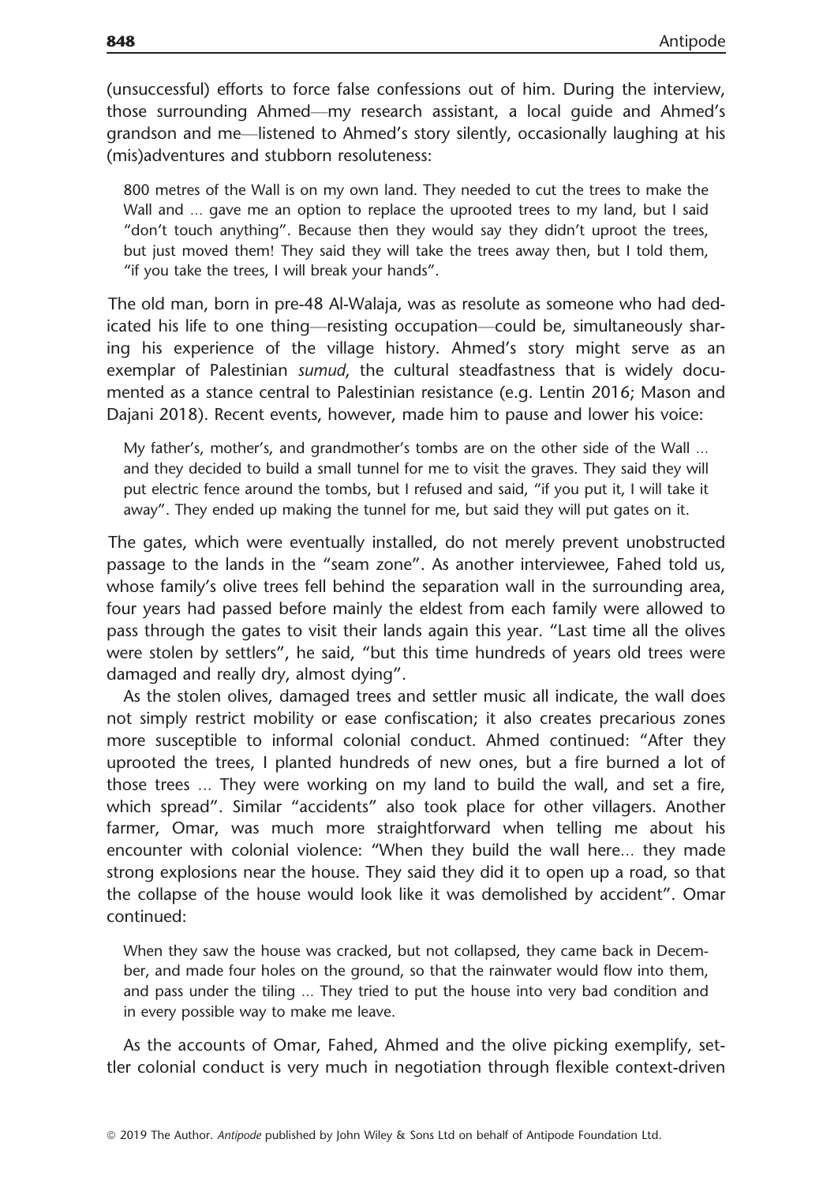(unsuccessful) efforts to force false confessions out of him. During the interview, those surrounding Ahmed—my research assistant, a local guide and Ahmed's grandson and me—listened to Ahmed's story silently, occasionally laughing at his (mis)adventures and stubborn resoluteness:

> 800 metres of the Wall is on my own land. They needed to cut the trees to make the Wall and … gave me an option to replace the uprooted trees to my land, but I said "don't touch anything". Because then they would say they didn't uproot the trees, but just moved them! They said they will take the trees away then, but I told them, "if you take the trees, I will break your hands".

The old man, born in pre-48 Al-Walaja, was as resolute as someone who had dedicated his life to one thing—resisting occupation—could be, simultaneously sharing his experience of the village history. Ahmed's story might serve as an exemplar of Palestinian *sumud*, the cultural steadfastness that is widely documented as a stance central to Palestinian resistance (e.g. Lentin 2016; Mason and Dajani 2018). Recent events, however, made him to pause and lower his voice:

> My father's, mother's, and grandmother's tombs are on the other side of the Wall … and they decided to build a small tunnel for me to visit the graves. They said they will put electric fence around the tombs, but I refused and said, "if you put it, I will take it away". They ended up making the tunnel for me, but said they will put gates on it.

The gates, which were eventually installed, do not merely prevent unobstructed passage to the lands in the "seam zone". As another interviewee, Fahed told us, whose family's olive trees fell behind the separation wall in the surrounding area, four years had passed before mainly the eldest from each family were allowed to pass through the gates to visit their lands again this year. "Last time all the olives were stolen by settlers", he said, "but this time hundreds of years old trees were damaged and really dry, almost dying".

As the stolen olives, damaged trees and settler music all indicate, the wall does not simply restrict mobility or ease confiscation; it also creates precarious zones more susceptible to informal colonial conduct. Ahmed continued: "After they uprooted the trees, I planted hundreds of new ones, but a fire burned a lot of those trees … They were working on my land to build the wall, and set a fire, which spread". Similar "accidents" also took place for other villagers. Another farmer, Omar, was much more straightforward when telling me about his encounter with colonial violence: "When they build the wall here… they made strong explosions near the house. They said they did it to open up a road, so that the collapse of the house would look like it was demolished by accident". Omar continued:

> When they saw the house was cracked, but not collapsed, they came back in December, and made four holes on the ground, so that the rainwater would flow into them, and pass under the tiling … They tried to put the house into very bad condition and in every possible way to make me leave.

As the accounts of Omar, Fahed, Ahmed and the olive picking exemplify, settler colonial conduct is very much in negotiation through flexible context-driven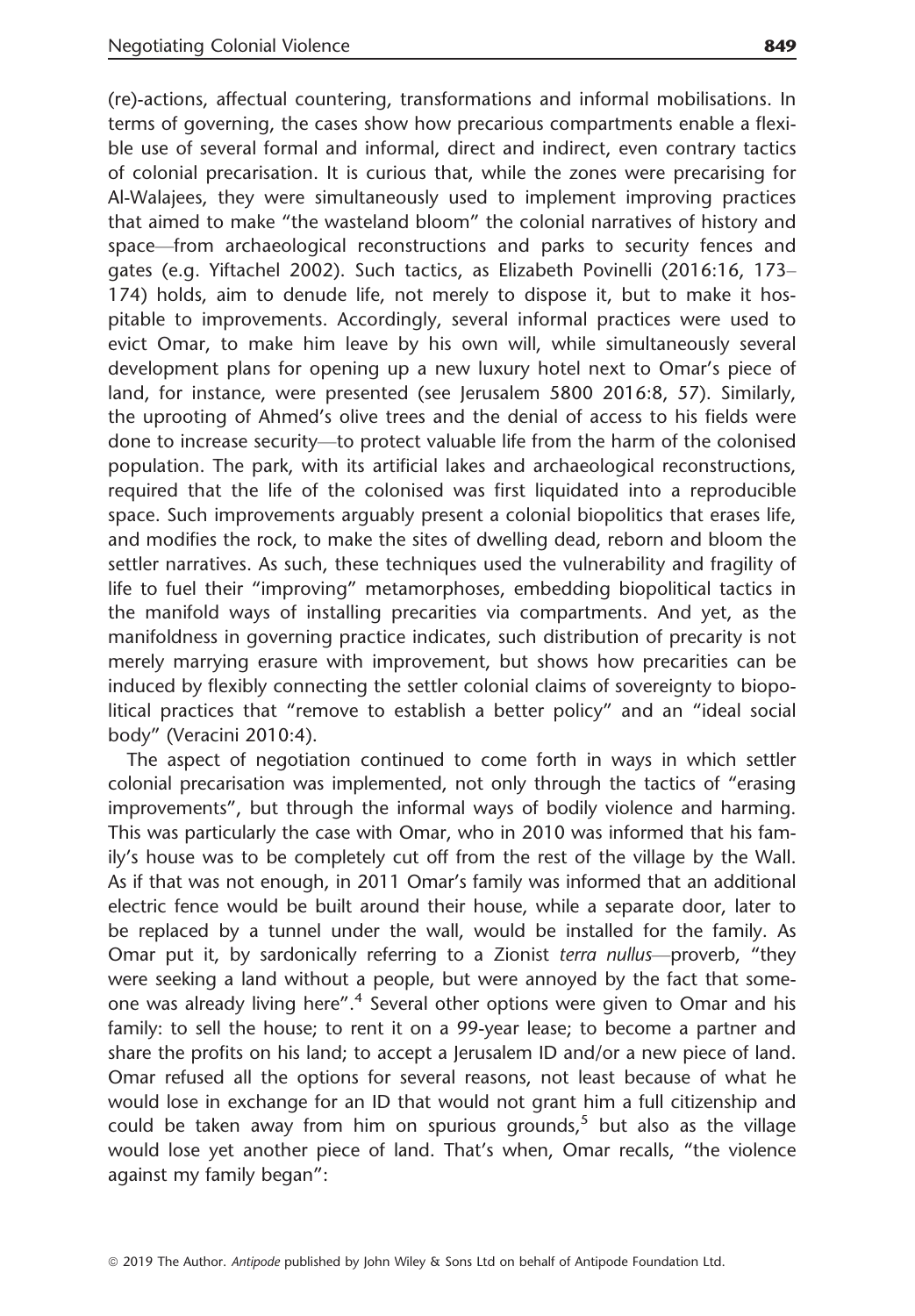(re)-actions, affectual countering, transformations and informal mobilisations. In terms of governing, the cases show how precarious compartments enable a flexible use of several formal and informal, direct and indirect, even contrary tactics of colonial precarisation. It is curious that, while the zones were precarising for Al-Walajees, they were simultaneously used to implement improving practices that aimed to make "the wasteland bloom" the colonial narratives of history and space—from archaeological reconstructions and parks to security fences and gates (e.g. Yiftachel 2002). Such tactics, as Elizabeth Povinelli (2016:16, 173–174) holds, aim to denude life, not merely to dispose it, but to make it hospitable to improvements. Accordingly, several informal practices were used to evict Omar, to make him leave by his own will, while simultaneously several development plans for opening up a new luxury hotel next to Omar's piece of land, for instance, were presented (see Jerusalem 5800 2016:8, 57). Similarly, the uprooting of Ahmed's olive trees and the denial of access to his fields were done to increase security—to protect valuable life from the harm of the colonised population. The park, with its artificial lakes and archaeological reconstructions, required that the life of the colonised was first liquidated into a reproducible space. Such improvements arguably present a colonial biopolitics that erases life, and modifies the rock, to make the sites of dwelling dead, reborn and bloom the settler narratives. As such, these techniques used the vulnerability and fragility of life to fuel their "improving" metamorphoses, embedding biopolitical tactics in the manifold ways of installing precarities via compartments. And yet, as the manifoldness in governing practice indicates, such distribution of precarity is not merely marrying erasure with improvement, but shows how precarities can be induced by flexibly connecting the settler colonial claims of sovereignty to biopolitical practices that "remove to establish a better policy" and an "ideal social body" (Veracini 2010:4).

The aspect of negotiation continued to come forth in ways in which settler colonial precarisation was implemented, not only through the tactics of "erasing improvements", but through the informal ways of bodily violence and harming. This was particularly the case with Omar, who in 2010 was informed that his family's house was to be completely cut off from the rest of the village by the Wall. As if that was not enough, in 2011 Omar's family was informed that an additional electric fence would be built around their house, while a separate door, later to be replaced by a tunnel under the wall, would be installed for the family. As Omar put it, by sardonically referring to a Zionist *terra nullus*—proverb, "they were seeking a land without a people, but were annoyed by the fact that someone was already living here".[4] Several other options were given to Omar and his family: to sell the house; to rent it on a 99-year lease; to become a partner and share the profits on his land; to accept a Jerusalem ID and/or a new piece of land. Omar refused all the options for several reasons, not least because of what he would lose in exchange for an ID that would not grant him a full citizenship and could be taken away from him on spurious grounds,[5] but also as the village would lose yet another piece of land. That's when, Omar recalls, "the violence against my family began":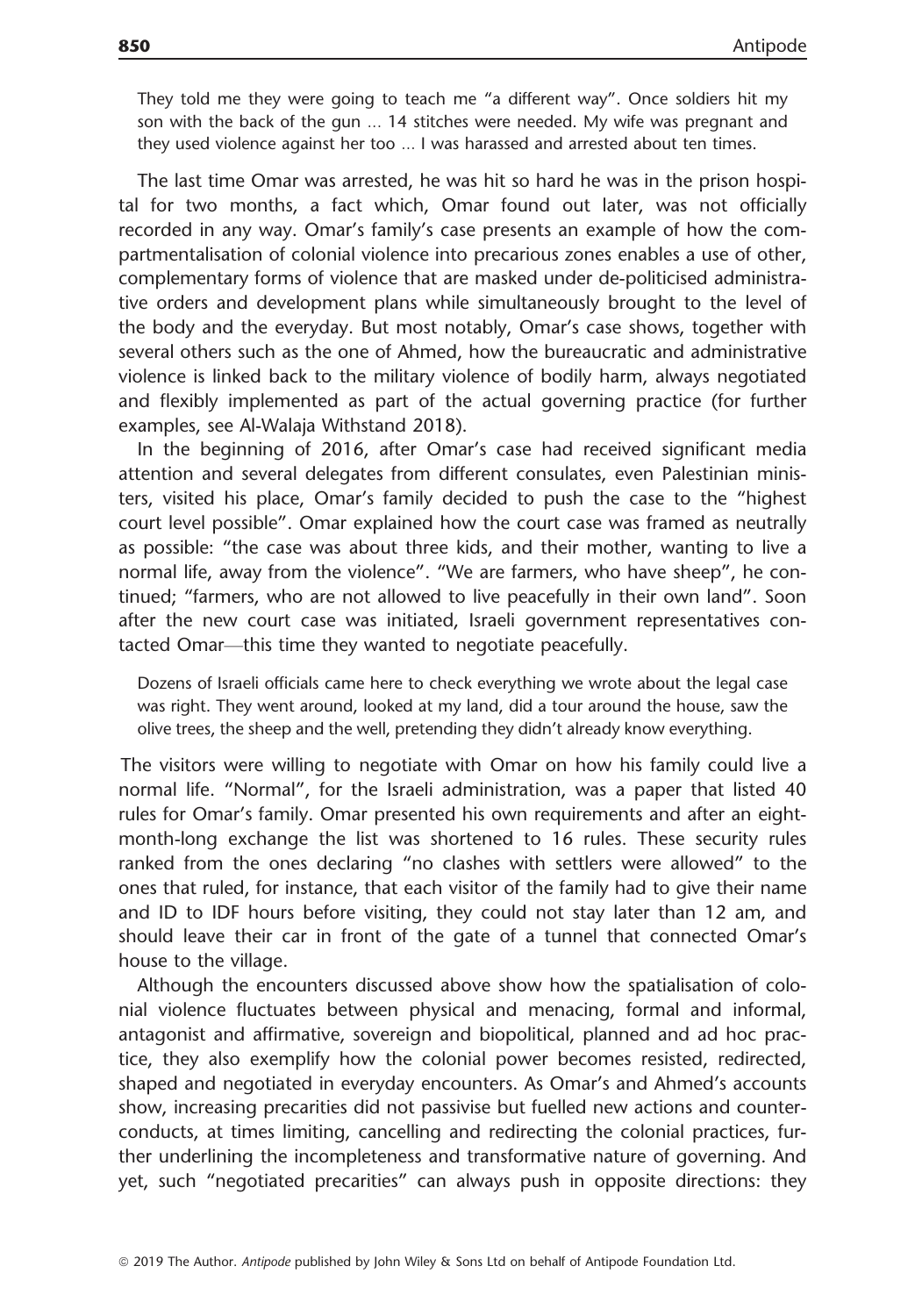> They told me they were going to teach me "a different way". Once soldiers hit my son with the back of the gun ... 14 stitches were needed. My wife was pregnant and they used violence against her too ... I was harassed and arrested about ten times.

The last time Omar was arrested, he was hit so hard he was in the prison hospital for two months, a fact which, Omar found out later, was not officially recorded in any way. Omar's family's case presents an example of how the compartmentalisation of colonial violence into precarious zones enables a use of other, complementary forms of violence that are masked under de-politicised administrative orders and development plans while simultaneously brought to the level of the body and the everyday. But most notably, Omar's case shows, together with several others such as the one of Ahmed, how the bureaucratic and administrative violence is linked back to the military violence of bodily harm, always negotiated and flexibly implemented as part of the actual governing practice (for further examples, see Al-Walaja Withstand 2018).

In the beginning of 2016, after Omar's case had received significant media attention and several delegates from different consulates, even Palestinian ministers, visited his place, Omar's family decided to push the case to the "highest court level possible". Omar explained how the court case was framed as neutrally as possible: "the case was about three kids, and their mother, wanting to live a normal life, away from the violence". "We are farmers, who have sheep", he continued; "farmers, who are not allowed to live peacefully in their own land". Soon after the new court case was initiated, Israeli government representatives contacted Omar—this time they wanted to negotiate peacefully.

> Dozens of Israeli officials came here to check everything we wrote about the legal case was right. They went around, looked at my land, did a tour around the house, saw the olive trees, the sheep and the well, pretending they didn't already know everything.

The visitors were willing to negotiate with Omar on how his family could live a normal life. "Normal", for the Israeli administration, was a paper that listed 40 rules for Omar's family. Omar presented his own requirements and after an eight-month-long exchange the list was shortened to 16 rules. These security rules ranked from the ones declaring "no clashes with settlers were allowed" to the ones that ruled, for instance, that each visitor of the family had to give their name and ID to IDF hours before visiting, they could not stay later than 12 am, and should leave their car in front of the gate of a tunnel that connected Omar's house to the village.

Although the encounters discussed above show how the spatialisation of colonial violence fluctuates between physical and menacing, formal and informal, antagonist and affirmative, sovereign and biopolitical, planned and ad hoc practice, they also exemplify how the colonial power becomes resisted, redirected, shaped and negotiated in everyday encounters. As Omar's and Ahmed's accounts show, increasing precarities did not passivise but fuelled new actions and counter-conducts, at times limiting, cancelling and redirecting the colonial practices, further underlining the incompleteness and transformative nature of governing. And yet, such "negotiated precarities" can always push in opposite directions: they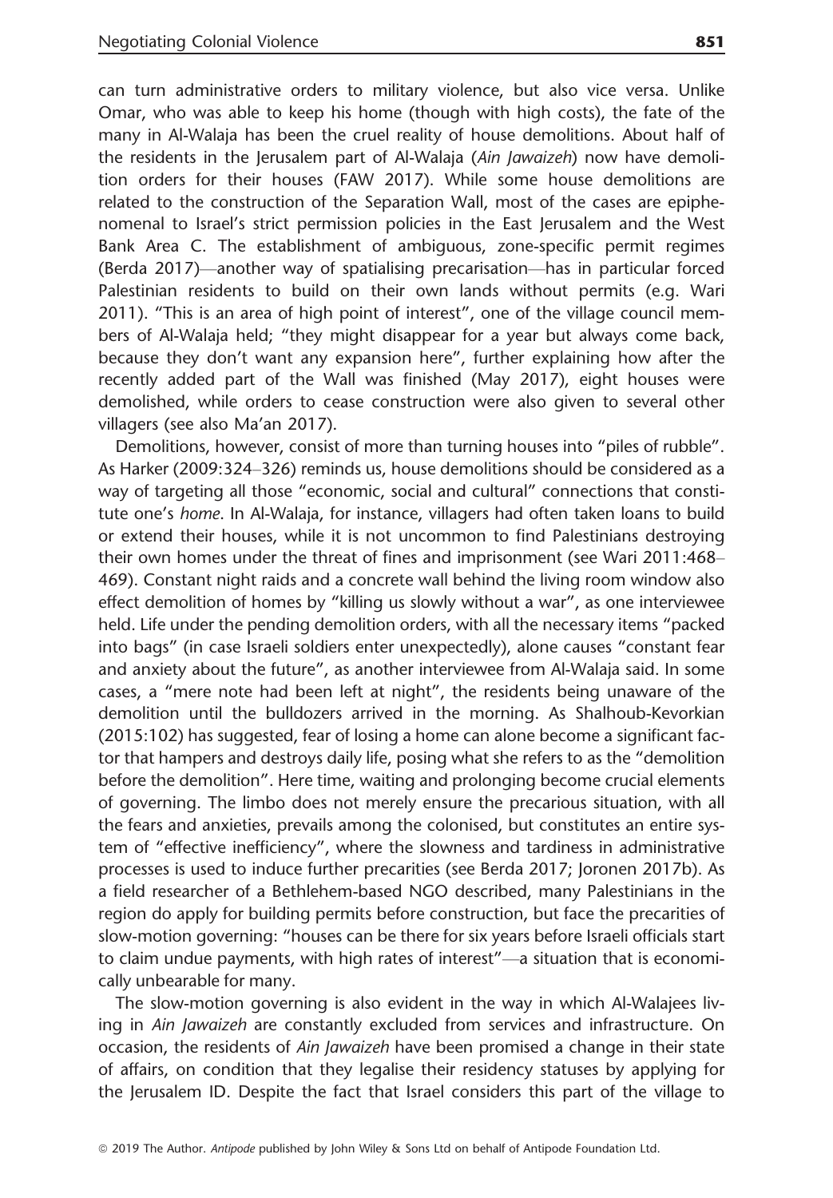can turn administrative orders to military violence, but also vice versa. Unlike Omar, who was able to keep his home (though with high costs), the fate of the many in Al-Walaja has been the cruel reality of house demolitions. About half of the residents in the Jerusalem part of Al-Walaja (*Ain Jawaizeh*) now have demolition orders for their houses (FAW 2017). While some house demolitions are related to the construction of the Separation Wall, most of the cases are epiphenomenal to Israel's strict permission policies in the East Jerusalem and the West Bank Area C. The establishment of ambiguous, zone-specific permit regimes (Berda 2017)—another way of spatialising precarisation—has in particular forced Palestinian residents to build on their own lands without permits (e.g. Wari 2011). "This is an area of high point of interest", one of the village council members of Al-Walaja held; "they might disappear for a year but always come back, because they don't want any expansion here", further explaining how after the recently added part of the Wall was finished (May 2017), eight houses were demolished, while orders to cease construction were also given to several other villagers (see also Ma'an 2017).

Demolitions, however, consist of more than turning houses into "piles of rubble". As Harker (2009:324–326) reminds us, house demolitions should be considered as a way of targeting all those "economic, social and cultural" connections that constitute one's *home*. In Al-Walaja, for instance, villagers had often taken loans to build or extend their houses, while it is not uncommon to find Palestinians destroying their own homes under the threat of fines and imprisonment (see Wari 2011:468–469). Constant night raids and a concrete wall behind the living room window also effect demolition of homes by "killing us slowly without a war", as one interviewee held. Life under the pending demolition orders, with all the necessary items "packed into bags" (in case Israeli soldiers enter unexpectedly), alone causes "constant fear and anxiety about the future", as another interviewee from Al-Walaja said. In some cases, a "mere note had been left at night", the residents being unaware of the demolition until the bulldozers arrived in the morning. As Shalhoub-Kevorkian (2015:102) has suggested, fear of losing a home can alone become a significant factor that hampers and destroys daily life, posing what she refers to as the "demolition before the demolition". Here time, waiting and prolonging become crucial elements of governing. The limbo does not merely ensure the precarious situation, with all the fears and anxieties, prevails among the colonised, but constitutes an entire system of "effective inefficiency", where the slowness and tardiness in administrative processes is used to induce further precarities (see Berda 2017; Joronen 2017b). As a field researcher of a Bethlehem-based NGO described, many Palestinians in the region do apply for building permits before construction, but face the precarities of slow-motion governing: "houses can be there for six years before Israeli officials start to claim undue payments, with high rates of interest"—a situation that is economically unbearable for many.

The slow-motion governing is also evident in the way in which Al-Walajees living in *Ain Jawaizeh* are constantly excluded from services and infrastructure. On occasion, the residents of *Ain Jawaizeh* have been promised a change in their state of affairs, on condition that they legalise their residency statuses by applying for the Jerusalem ID. Despite the fact that Israel considers this part of the village to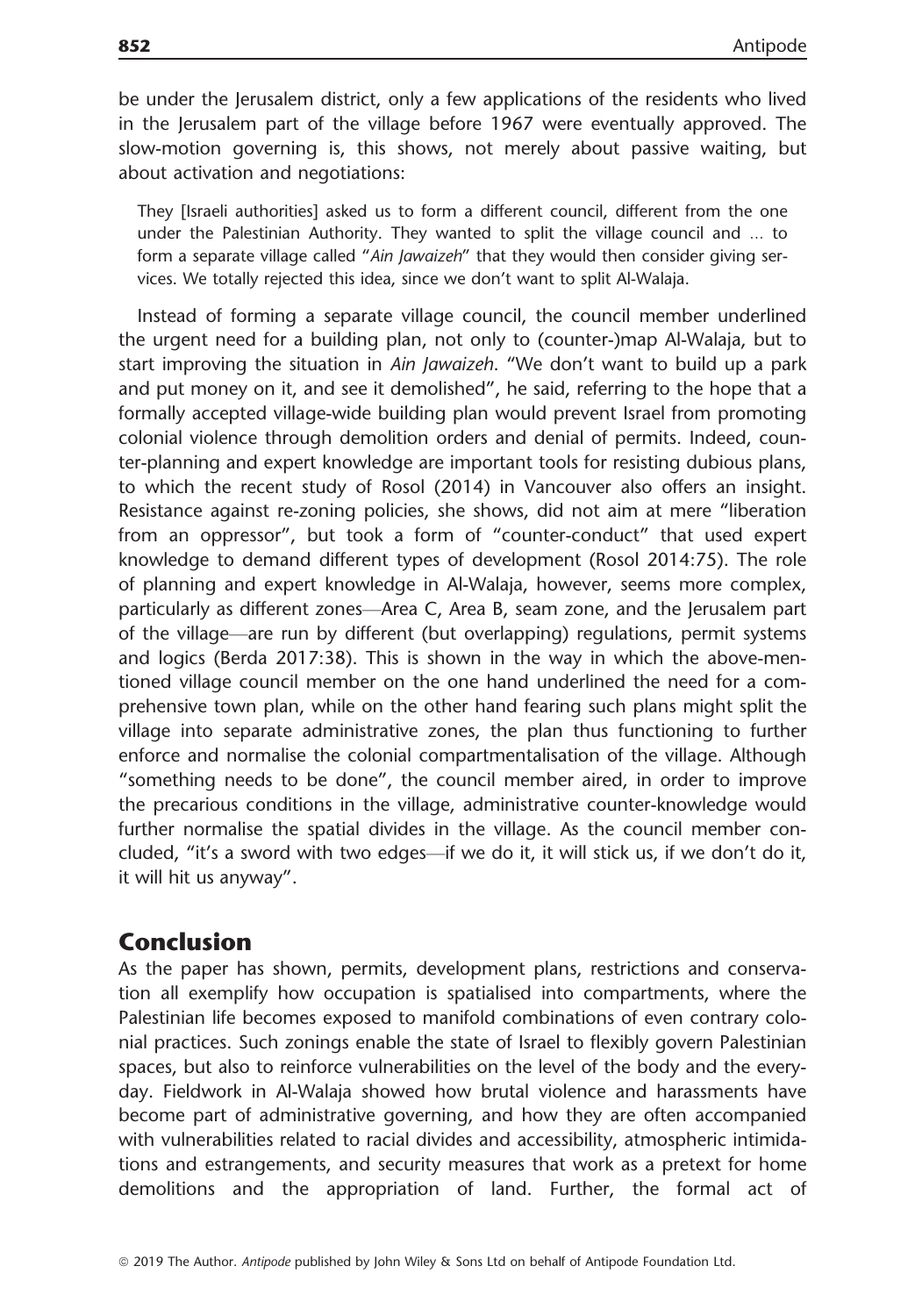be under the Jerusalem district, only a few applications of the residents who lived in the Jerusalem part of the village before 1967 were eventually approved. The slow-motion governing is, this shows, not merely about passive waiting, but about activation and negotiations:

> They [Israeli authorities] asked us to form a different council, different from the one under the Palestinian Authority. They wanted to split the village council and … to form a separate village called "*Ain Jawaizeh*" that they would then consider giving services. We totally rejected this idea, since we don't want to split Al-Walaja.

Instead of forming a separate village council, the council member underlined the urgent need for a building plan, not only to (counter-)map Al-Walaja, but to start improving the situation in *Ain Jawaizeh*. "We don't want to build up a park and put money on it, and see it demolished", he said, referring to the hope that a formally accepted village-wide building plan would prevent Israel from promoting colonial violence through demolition orders and denial of permits. Indeed, counter-planning and expert knowledge are important tools for resisting dubious plans, to which the recent study of Rosol (2014) in Vancouver also offers an insight. Resistance against re-zoning policies, she shows, did not aim at mere "liberation from an oppressor", but took a form of "counter-conduct" that used expert knowledge to demand different types of development (Rosol 2014:75). The role of planning and expert knowledge in Al-Walaja, however, seems more complex, particularly as different zones—Area C, Area B, seam zone, and the Jerusalem part of the village—are run by different (but overlapping) regulations, permit systems and logics (Berda 2017:38). This is shown in the way in which the above-mentioned village council member on the one hand underlined the need for a comprehensive town plan, while on the other hand fearing such plans might split the village into separate administrative zones, the plan thus functioning to further enforce and normalise the colonial compartmentalisation of the village. Although "something needs to be done", the council member aired, in order to improve the precarious conditions in the village, administrative counter-knowledge would further normalise the spatial divides in the village. As the council member concluded, "it's a sword with two edges—if we do it, it will stick us, if we don't do it, it will hit us anyway".

## Conclusion

As the paper has shown, permits, development plans, restrictions and conservation all exemplify how occupation is spatialised into compartments, where the Palestinian life becomes exposed to manifold combinations of even contrary colonial practices. Such zonings enable the state of Israel to flexibly govern Palestinian spaces, but also to reinforce vulnerabilities on the level of the body and the everyday. Fieldwork in Al-Walaja showed how brutal violence and harassments have become part of administrative governing, and how they are often accompanied with vulnerabilities related to racial divides and accessibility, atmospheric intimidations and estrangements, and security measures that work as a pretext for home demolitions and the appropriation of land. Further, the formal act of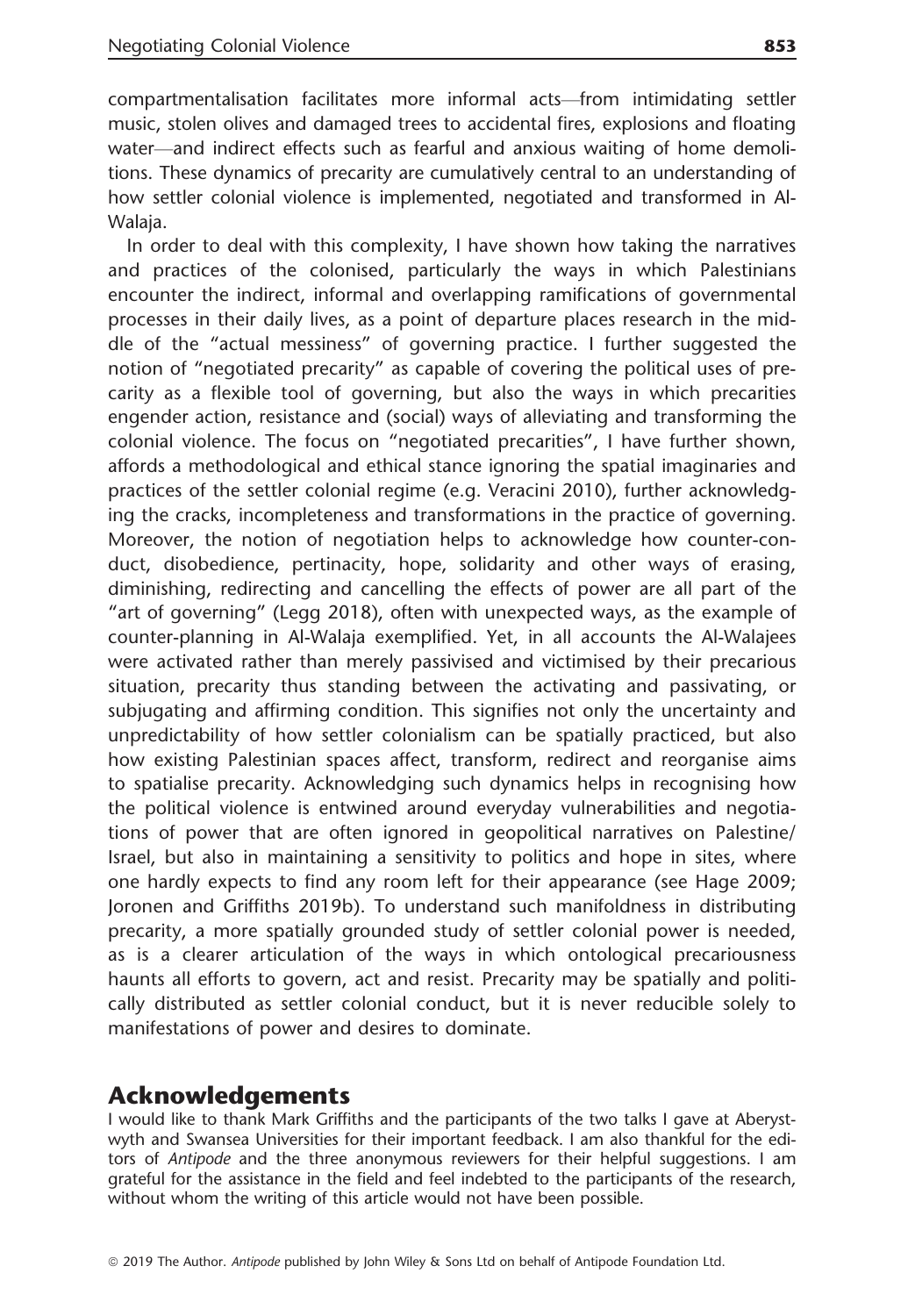compartmentalisation facilitates more informal acts—from intimidating settler music, stolen olives and damaged trees to accidental fires, explosions and floating water—and indirect effects such as fearful and anxious waiting of home demolitions. These dynamics of precarity are cumulatively central to an understanding of how settler colonial violence is implemented, negotiated and transformed in Al-Walaja.

In order to deal with this complexity, I have shown how taking the narratives and practices of the colonised, particularly the ways in which Palestinians encounter the indirect, informal and overlapping ramifications of governmental processes in their daily lives, as a point of departure places research in the middle of the "actual messiness" of governing practice. I further suggested the notion of "negotiated precarity" as capable of covering the political uses of precarity as a flexible tool of governing, but also the ways in which precarities engender action, resistance and (social) ways of alleviating and transforming the colonial violence. The focus on "negotiated precarities", I have further shown, affords a methodological and ethical stance ignoring the spatial imaginaries and practices of the settler colonial regime (e.g. Veracini 2010), further acknowledging the cracks, incompleteness and transformations in the practice of governing. Moreover, the notion of negotiation helps to acknowledge how counter-conduct, disobedience, pertinacity, hope, solidarity and other ways of erasing, diminishing, redirecting and cancelling the effects of power are all part of the "art of governing" (Legg 2018), often with unexpected ways, as the example of counter-planning in Al-Walaja exemplified. Yet, in all accounts the Al-Walajees were activated rather than merely passivised and victimised by their precarious situation, precarity thus standing between the activating and passivating, or subjugating and affirming condition. This signifies not only the uncertainty and unpredictability of how settler colonialism can be spatially practiced, but also how existing Palestinian spaces affect, transform, redirect and reorganise aims to spatialise precarity. Acknowledging such dynamics helps in recognising how the political violence is entwined around everyday vulnerabilities and negotiations of power that are often ignored in geopolitical narratives on Palestine/Israel, but also in maintaining a sensitivity to politics and hope in sites, where one hardly expects to find any room left for their appearance (see Hage 2009; Joronen and Griffiths 2019b). To understand such manifoldness in distributing precarity, a more spatially grounded study of settler colonial power is needed, as is a clearer articulation of the ways in which ontological precariousness haunts all efforts to govern, act and resist. Precarity may be spatially and politically distributed as settler colonial conduct, but it is never reducible solely to manifestations of power and desires to dominate.

## Acknowledgements

I would like to thank Mark Griffiths and the participants of the two talks I gave at Aberystwyth and Swansea Universities for their important feedback. I am also thankful for the editors of *Antipode* and the three anonymous reviewers for their helpful suggestions. I am grateful for the assistance in the field and feel indebted to the participants of the research, without whom the writing of this article would not have been possible.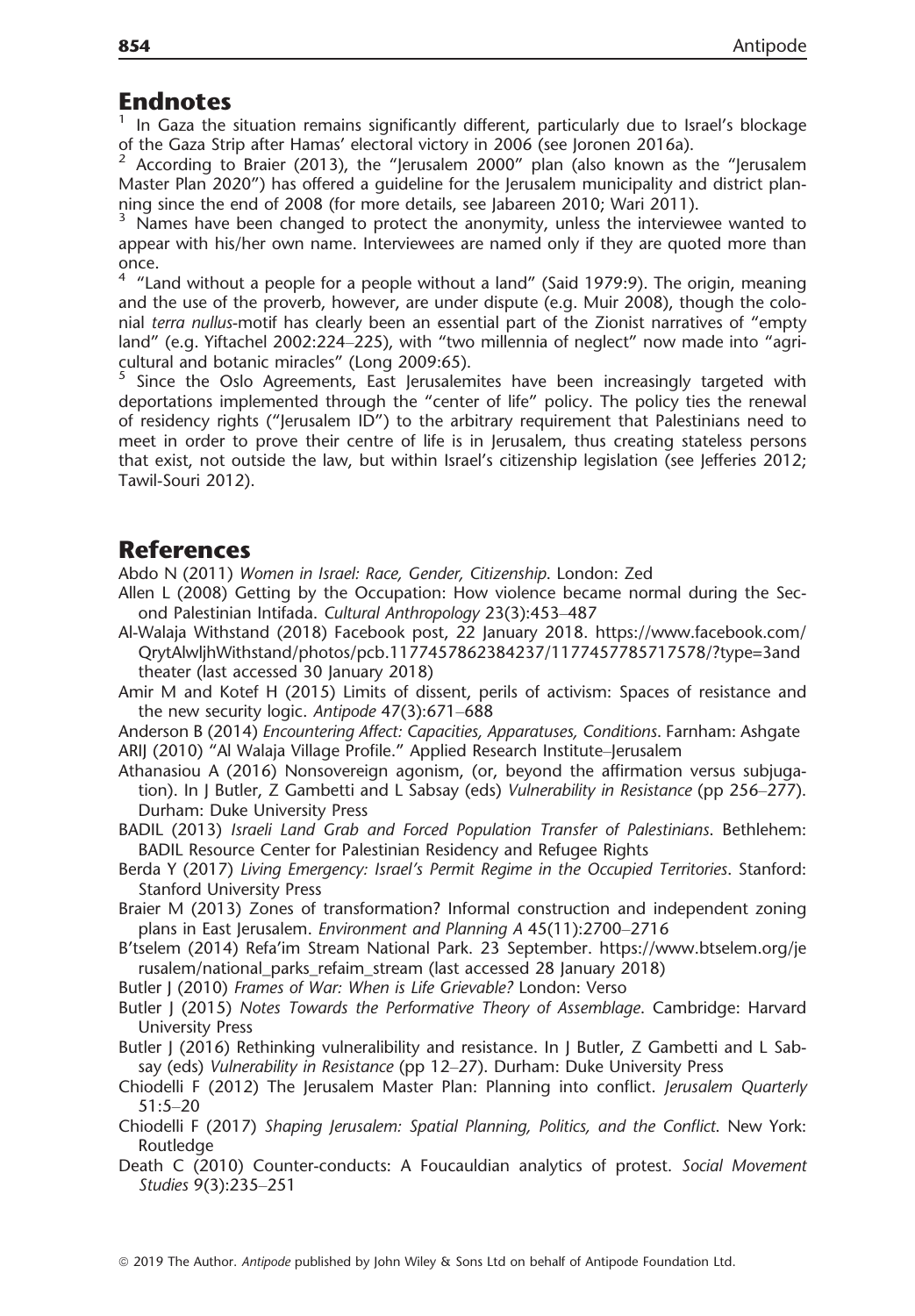## Endnotes

[1] In Gaza the situation remains significantly different, particularly due to Israel's blockage of the Gaza Strip after Hamas' electoral victory in 2006 (see Joronen 2016a).

[2] According to Braier (2013), the "Jerusalem 2000" plan (also known as the "Jerusalem Master Plan 2020") has offered a guideline for the Jerusalem municipality and district planning since the end of 2008 (for more details, see Jabareen 2010; Wari 2011).

[3] Names have been changed to protect the anonymity, unless the interviewee wanted to appear with his/her own name. Interviewees are named only if they are quoted more than once.

[4] "Land without a people for a people without a land" (Said 1979:9). The origin, meaning and the use of the proverb, however, are under dispute (e.g. Muir 2008), though the colonial *terra nullus*-motif has clearly been an essential part of the Zionist narratives of "empty land" (e.g. Yiftachel 2002:224–225), with "two millennia of neglect" now made into "agricultural and botanic miracles" (Long 2009:65).

[5] Since the Oslo Agreements, East Jerusalemites have been increasingly targeted with deportations implemented through the "center of life" policy. The policy ties the renewal of residency rights ("Jerusalem ID") to the arbitrary requirement that Palestinians need to meet in order to prove their centre of life is in Jerusalem, thus creating stateless persons that exist, not outside the law, but within Israel's citizenship legislation (see Jefferies 2012; Tawil-Souri 2012).

## References

Abdo N (2011) *Women in Israel: Race, Gender, Citizenship*. London: Zed

Allen L (2008) Getting by the Occupation: How violence became normal during the Second Palestinian Intifada. *Cultural Anthropology* 23(3):453–487

Al-Walaja Withstand (2018) Facebook post, 22 January 2018. https://www.facebook.com/QrytAlwljhWithstand/photos/pcb.1177457862384237/1177457785717578/?type=3and theater (last accessed 30 January 2018)

Amir M and Kotef H (2015) Limits of dissent, perils of activism: Spaces of resistance and the new security logic. *Antipode* 47(3):671–688

Anderson B (2014) *Encountering Affect: Capacities, Apparatuses, Conditions*. Farnham: Ashgate

ARIJ (2010) "Al Walaja Village Profile." Applied Research Institute–Jerusalem

Athanasiou A (2016) Nonsovereign agonism, (or, beyond the affirmation versus subjugation). In J Butler, Z Gambetti and L Sabsay (eds) *Vulnerability in Resistance* (pp 256–277). Durham: Duke University Press

BADIL (2013) *Israeli Land Grab and Forced Population Transfer of Palestinians*. Bethlehem: BADIL Resource Center for Palestinian Residency and Refugee Rights

Berda Y (2017) *Living Emergency: Israel's Permit Regime in the Occupied Territories*. Stanford: Stanford University Press

Braier M (2013) Zones of transformation? Informal construction and independent zoning plans in East Jerusalem. *Environment and Planning A* 45(11):2700–2716

B'tselem (2014) Refa'im Stream National Park. 23 September. https://www.btselem.org/jerusalem/national_parks_refaim_stream (last accessed 28 January 2018)

Butler J (2010) *Frames of War: When is Life Grievable?* London: Verso

Butler J (2015) *Notes Towards the Performative Theory of Assemblage*. Cambridge: Harvard University Press

Butler J (2016) Rethinking vulneralibility and resistance. In J Butler, Z Gambetti and L Sabsay (eds) *Vulnerability in Resistance* (pp 12–27). Durham: Duke University Press

Chiodelli F (2012) The Jerusalem Master Plan: Planning into conflict. *Jerusalem Quarterly* 51:5–20

Chiodelli F (2017) *Shaping Jerusalem: Spatial Planning, Politics, and the Conflict*. New York: Routledge

Death C (2010) Counter-conducts: A Foucauldian analytics of protest. *Social Movement Studies* 9(3):235–251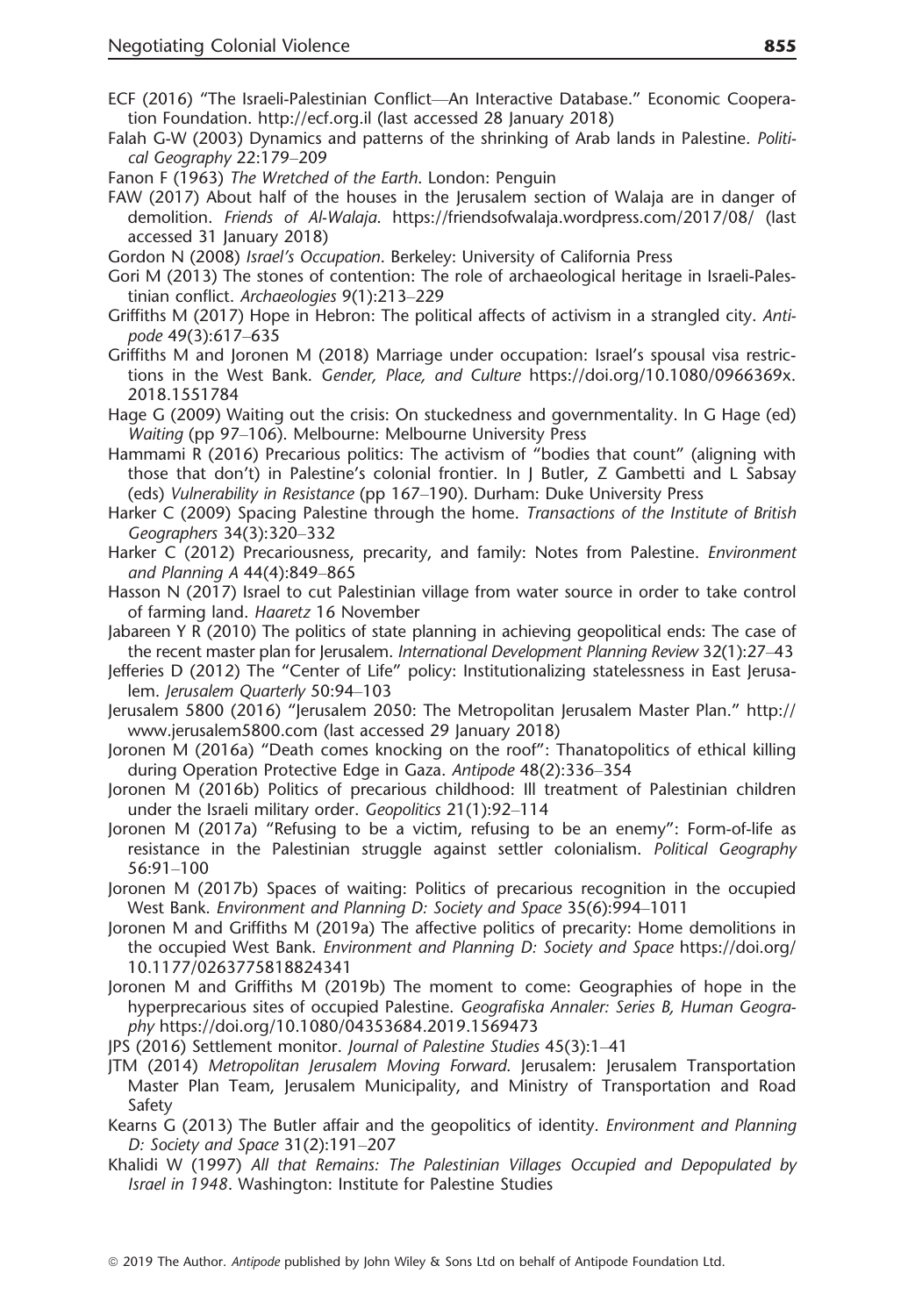ECF (2016) "The Israeli-Palestinian Conflict—An Interactive Database." Economic Cooperation Foundation. http://ecf.org.il (last accessed 28 January 2018)

Falah G-W (2003) Dynamics and patterns of the shrinking of Arab lands in Palestine. *Political Geography* 22:179–209

Fanon F (1963) *The Wretched of the Earth*. London: Penguin

FAW (2017) About half of the houses in the Jerusalem section of Walaja are in danger of demolition. *Friends of Al-Walaja*. https://friendsofwalaja.wordpress.com/2017/08/ (last accessed 31 January 2018)

Gordon N (2008) *Israel's Occupation*. Berkeley: University of California Press

Gori M (2013) The stones of contention: The role of archaeological heritage in Israeli-Palestinian conflict. *Archaeologies* 9(1):213–229

Griffiths M (2017) Hope in Hebron: The political affects of activism in a strangled city. *Antipode* 49(3):617–635

Griffiths M and Joronen M (2018) Marriage under occupation: Israel's spousal visa restrictions in the West Bank. *Gender, Place, and Culture* https://doi.org/10.1080/0966369x.2018.1551784

Hage G (2009) Waiting out the crisis: On stuckedness and governmentality. In G Hage (ed) *Waiting* (pp 97–106). Melbourne: Melbourne University Press

Hammami R (2016) Precarious politics: The activism of "bodies that count" (aligning with those that don't) in Palestine's colonial frontier. In J Butler, Z Gambetti and L Sabsay (eds) *Vulnerability in Resistance* (pp 167–190). Durham: Duke University Press

Harker C (2009) Spacing Palestine through the home. *Transactions of the Institute of British Geographers* 34(3):320–332

Harker C (2012) Precariousness, precarity, and family: Notes from Palestine. *Environment and Planning A* 44(4):849–865

Hasson N (2017) Israel to cut Palestinian village from water source in order to take control of farming land. *Haaretz* 16 November

Jabareen Y R (2010) The politics of state planning in achieving geopolitical ends: The case of the recent master plan for Jerusalem. *International Development Planning Review* 32(1):27–43

Jefferies D (2012) The "Center of Life" policy: Institutionalizing statelessness in East Jerusalem. *Jerusalem Quarterly* 50:94–103

Jerusalem 5800 (2016) "Jerusalem 2050: The Metropolitan Jerusalem Master Plan." http://www.jerusalem5800.com (last accessed 29 January 2018)

Joronen M (2016a) "Death comes knocking on the roof": Thanatopolitics of ethical killing during Operation Protective Edge in Gaza. *Antipode* 48(2):336–354

Joronen M (2016b) Politics of precarious childhood: Ill treatment of Palestinian children under the Israeli military order. *Geopolitics* 21(1):92–114

Joronen M (2017a) "Refusing to be a victim, refusing to be an enemy": Form-of-life as resistance in the Palestinian struggle against settler colonialism. *Political Geography* 56:91–100

Joronen M (2017b) Spaces of waiting: Politics of precarious recognition in the occupied West Bank. *Environment and Planning D: Society and Space* 35(6):994–1011

Joronen M and Griffiths M (2019a) The affective politics of precarity: Home demolitions in the occupied West Bank. *Environment and Planning D: Society and Space* https://doi.org/10.1177/0263775818824341

Joronen M and Griffiths M (2019b) The moment to come: Geographies of hope in the hyperprecarious sites of occupied Palestine. *Geografiska Annaler: Series B, Human Geography* https://doi.org/10.1080/04353684.2019.1569473

JPS (2016) Settlement monitor. *Journal of Palestine Studies* 45(3):1–41

JTM (2014) *Metropolitan Jerusalem Moving Forward*. Jerusalem: Jerusalem Transportation Master Plan Team, Jerusalem Municipality, and Ministry of Transportation and Road Safety

Kearns G (2013) The Butler affair and the geopolitics of identity. *Environment and Planning D: Society and Space* 31(2):191–207

Khalidi W (1997) *All that Remains: The Palestinian Villages Occupied and Depopulated by Israel in 1948*. Washington: Institute for Palestine Studies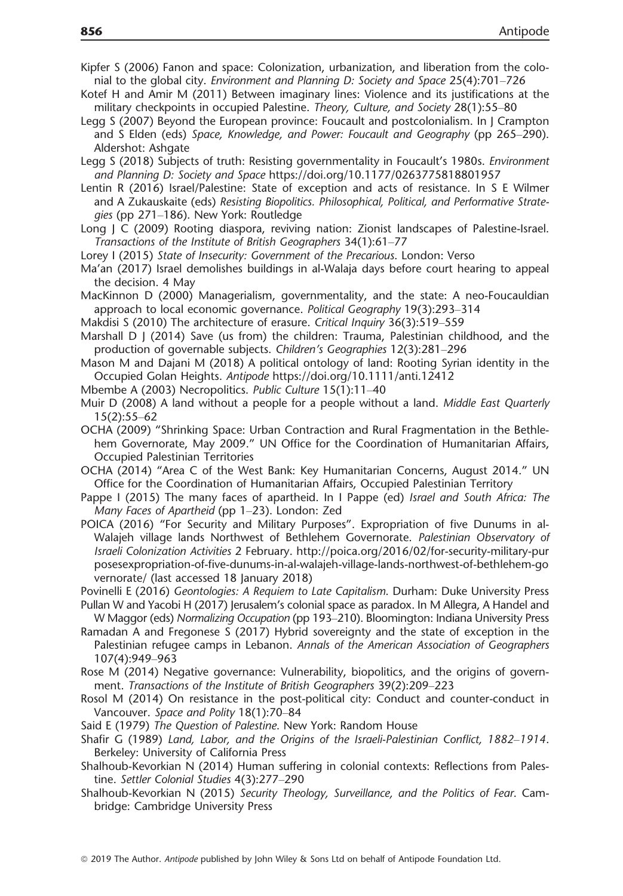Kipfer S (2006) Fanon and space: Colonization, urbanization, and liberation from the colonial to the global city. *Environment and Planning D: Society and Space* 25(4):701–726

Kotef H and Amir M (2011) Between imaginary lines: Violence and its justifications at the military checkpoints in occupied Palestine. *Theory, Culture, and Society* 28(1):55–80

Legg S (2007) Beyond the European province: Foucault and postcolonialism. In J Crampton and S Elden (eds) *Space, Knowledge, and Power: Foucault and Geography* (pp 265–290). Aldershot: Ashgate

Legg S (2018) Subjects of truth: Resisting governmentality in Foucault's 1980s. *Environment and Planning D: Society and Space* https://doi.org/10.1177/0263775818801957

Lentin R (2016) Israel/Palestine: State of exception and acts of resistance. In S E Wilmer and A Zukauskaite (eds) *Resisting Biopolitics. Philosophical, Political, and Performative Strategies* (pp 271–186). New York: Routledge

Long J C (2009) Rooting diaspora, reviving nation: Zionist landscapes of Palestine-Israel. *Transactions of the Institute of British Geographers* 34(1):61–77

Lorey I (2015) *State of Insecurity: Government of the Precarious*. London: Verso

Ma'an (2017) Israel demolishes buildings in al-Walaja days before court hearing to appeal the decision. 4 May

MacKinnon D (2000) Managerialism, governmentality, and the state: A neo-Foucauldian approach to local economic governance. *Political Geography* 19(3):293–314

Makdisi S (2010) The architecture of erasure. *Critical Inquiry* 36(3):519–559

Marshall D J (2014) Save (us from) the children: Trauma, Palestinian childhood, and the production of governable subjects. *Children's Geographies* 12(3):281–296

Mason M and Dajani M (2018) A political ontology of land: Rooting Syrian identity in the Occupied Golan Heights. *Antipode* https://doi.org/10.1111/anti.12412

Mbembe A (2003) Necropolitics. *Public Culture* 15(1):11–40

Muir D (2008) A land without a people for a people without a land. *Middle East Quarterly* 15(2):55–62

OCHA (2009) "Shrinking Space: Urban Contraction and Rural Fragmentation in the Bethlehem Governorate, May 2009." UN Office for the Coordination of Humanitarian Affairs, Occupied Palestinian Territories

OCHA (2014) "Area C of the West Bank: Key Humanitarian Concerns, August 2014." UN Office for the Coordination of Humanitarian Affairs, Occupied Palestinian Territory

Pappe I (2015) The many faces of apartheid. In I Pappe (ed) *Israel and South Africa: The Many Faces of Apartheid* (pp 1–23). London: Zed

POICA (2016) "For Security and Military Purposes". Expropriation of five Dunums in al-Walajeh village lands Northwest of Bethlehem Governorate. *Palestinian Observatory of Israeli Colonization Activities* 2 February. http://poica.org/2016/02/for-security-military-purposesexpropriation-of-five-dunums-in-al-walajeh-village-lands-northwest-of-bethlehem-governorate/ (last accessed 18 January 2018)

Povinelli E (2016) *Geontologies: A Requiem to Late Capitalism*. Durham: Duke University Press

Pullan W and Yacobi H (2017) Jerusalem's colonial space as paradox. In M Allegra, A Handel and W Maggor (eds) *Normalizing Occupation* (pp 193–210). Bloomington: Indiana University Press

Ramadan A and Fregonese S (2017) Hybrid sovereignty and the state of exception in the Palestinian refugee camps in Lebanon. *Annals of the American Association of Geographers* 107(4):949–963

Rose M (2014) Negative governance: Vulnerability, biopolitics, and the origins of government. *Transactions of the Institute of British Geographers* 39(2):209–223

Rosol M (2014) On resistance in the post-political city: Conduct and counter-conduct in Vancouver. *Space and Polity* 18(1):70–84

Said E (1979) *The Question of Palestine*. New York: Random House

Shafir G (1989) *Land, Labor, and the Origins of the Israeli-Palestinian Conflict, 1882–1914*. Berkeley: University of California Press

Shalhoub-Kevorkian N (2014) Human suffering in colonial contexts: Reflections from Palestine. *Settler Colonial Studies* 4(3):277–290

Shalhoub-Kevorkian N (2015) *Security Theology, Surveillance, and the Politics of Fear*. Cambridge: Cambridge University Press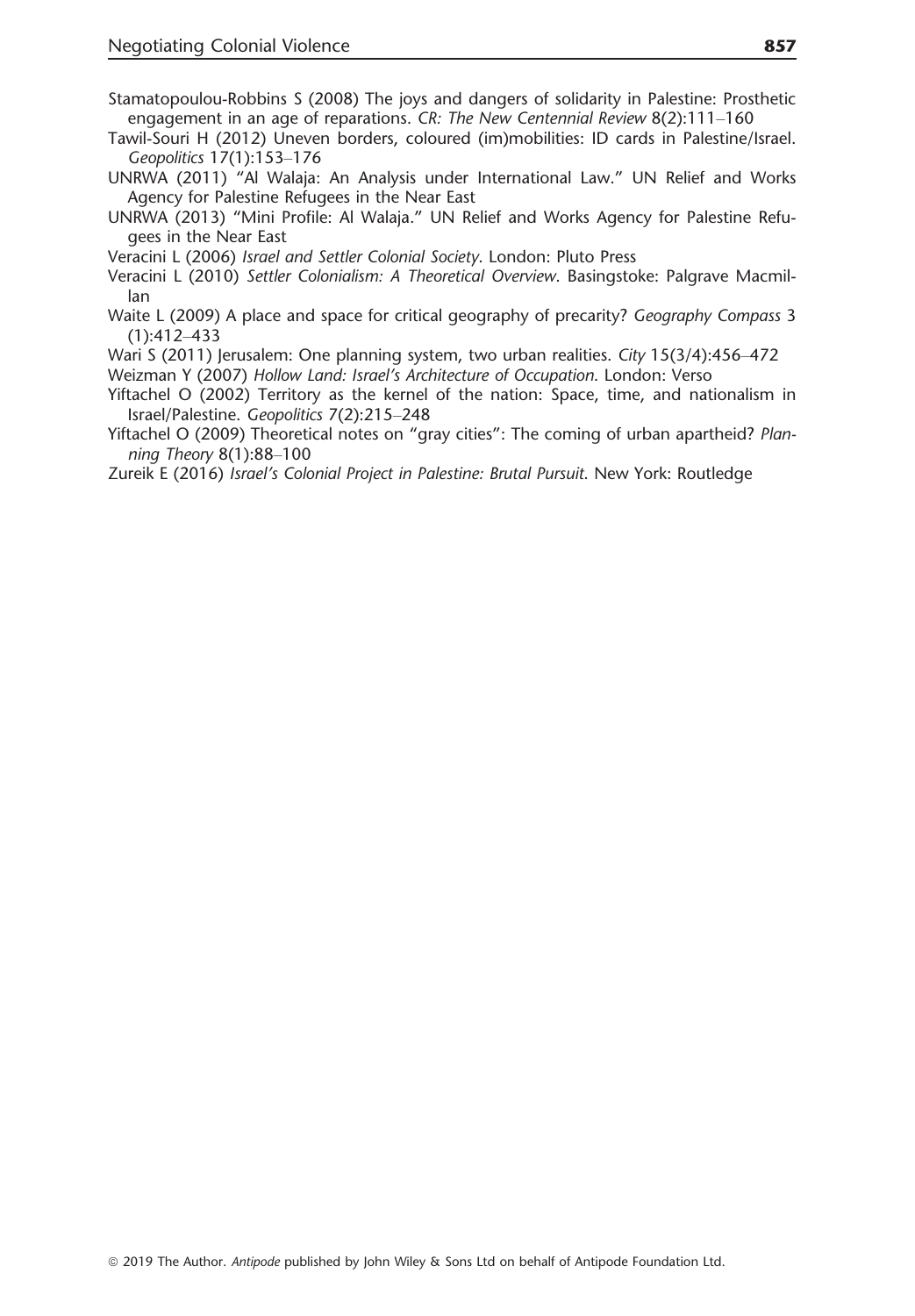Stamatopoulou-Robbins S (2008) The joys and dangers of solidarity in Palestine: Prosthetic engagement in an age of reparations. *CR: The New Centennial Review* 8(2):111–160

Tawil-Souri H (2012) Uneven borders, coloured (im)mobilities: ID cards in Palestine/Israel. *Geopolitics* 17(1):153–176

UNRWA (2011) "Al Walaja: An Analysis under International Law." UN Relief and Works Agency for Palestine Refugees in the Near East

UNRWA (2013) "Mini Profile: Al Walaja." UN Relief and Works Agency for Palestine Refugees in the Near East

Veracini L (2006) *Israel and Settler Colonial Society*. London: Pluto Press

Veracini L (2010) *Settler Colonialism: A Theoretical Overview*. Basingstoke: Palgrave Macmillan

Waite L (2009) A place and space for critical geography of precarity? *Geography Compass* 3 (1):412–433

Wari S (2011) Jerusalem: One planning system, two urban realities. *City* 15(3/4):456–472

Weizman Y (2007) *Hollow Land: Israel's Architecture of Occupation*. London: Verso

Yiftachel O (2002) Territory as the kernel of the nation: Space, time, and nationalism in Israel/Palestine. *Geopolitics* 7(2):215–248

Yiftachel O (2009) Theoretical notes on "gray cities": The coming of urban apartheid? *Planning Theory* 8(1):88–100

Zureik E (2016) *Israel's Colonial Project in Palestine: Brutal Pursuit*. New York: Routledge